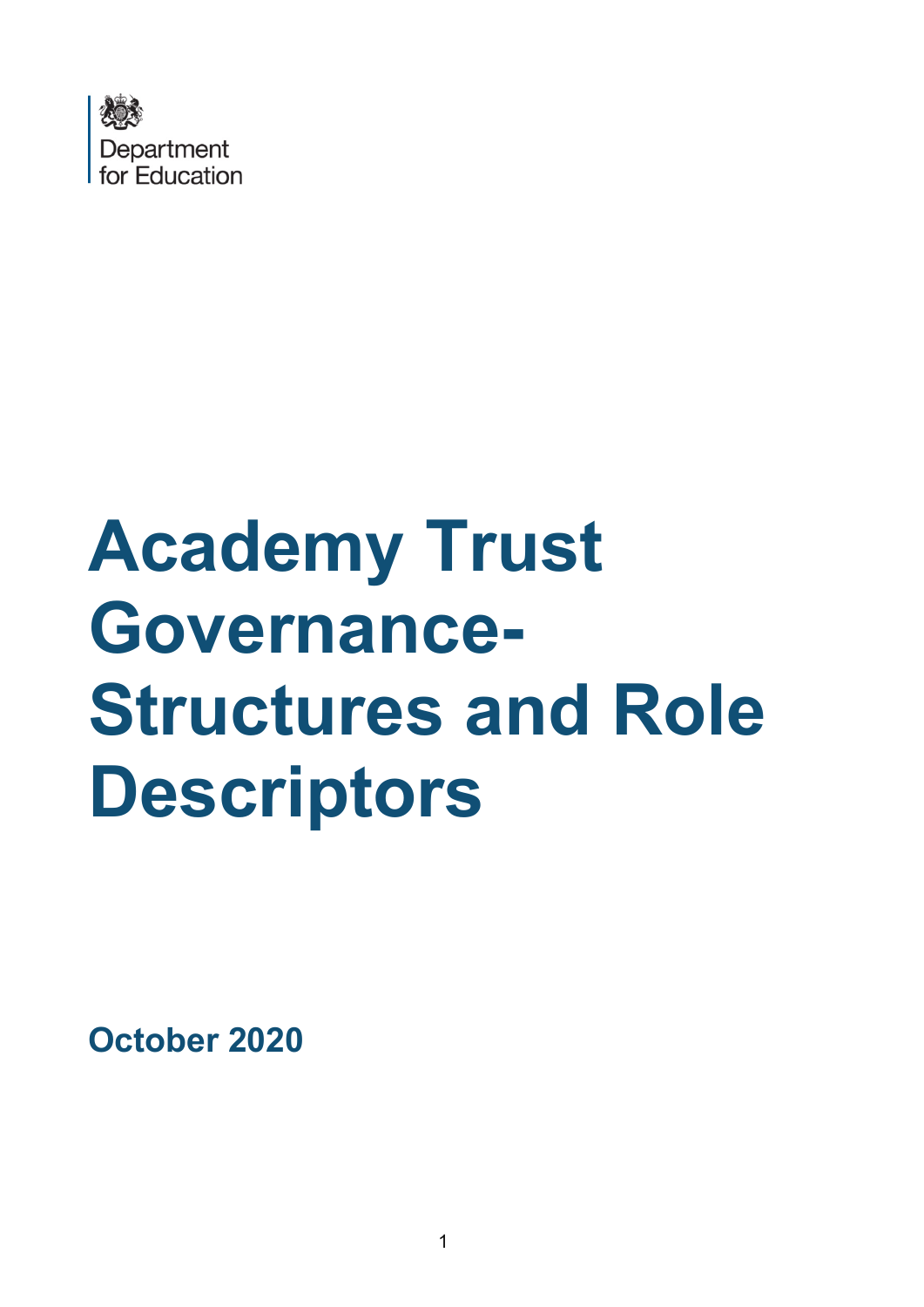Department for Education

# Academy Trust Governance-Structures and Role Descriptors

**October 2020**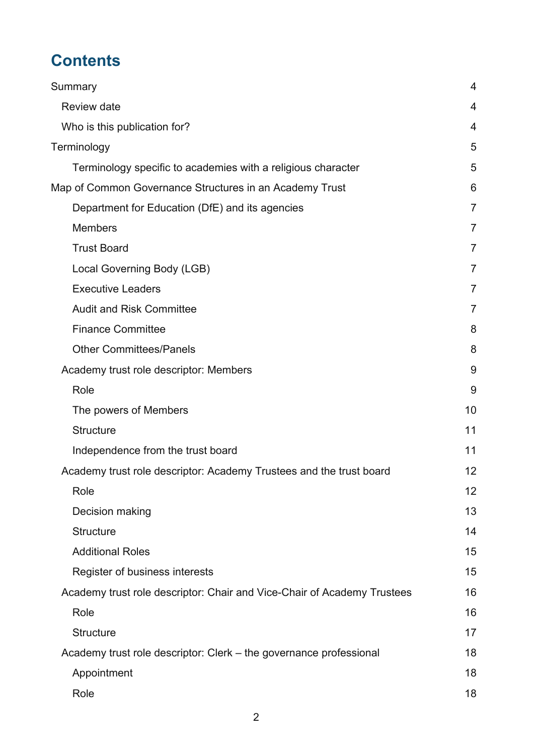# Contents

| | |
|---|---|
| Summary | 4 |
| Review date | 4 |
| Who is this publication for? | 4 |
| Terminology | 5 |
| Terminology specific to academies with a religious character | 5 |
| Map of Common Governance Structures in an Academy Trust | 6 |
| Department for Education (DfE) and its agencies | 7 |
| Members | 7 |
| Trust Board | 7 |
| Local Governing Body (LGB) | 7 |
| Executive Leaders | 7 |
| Audit and Risk Committee | 7 |
| Finance Committee | 8 |
| Other Committees/Panels | 8 |
| Academy trust role descriptor: Members | 9 |
| Role | 9 |
| The powers of Members | 10 |
| Structure | 11 |
| Independence from the trust board | 11 |
| Academy trust role descriptor: Academy Trustees and the trust board | 12 |
| Role | 12 |
| Decision making | 13 |
| Structure | 14 |
| Additional Roles | 15 |
| Register of business interests | 15 |
| Academy trust role descriptor: Chair and Vice-Chair of Academy Trustees | 16 |
| Role | 16 |
| Structure | 17 |
| Academy trust role descriptor: Clerk – the governance professional | 18 |
| Appointment | 18 |
| Role | 18 |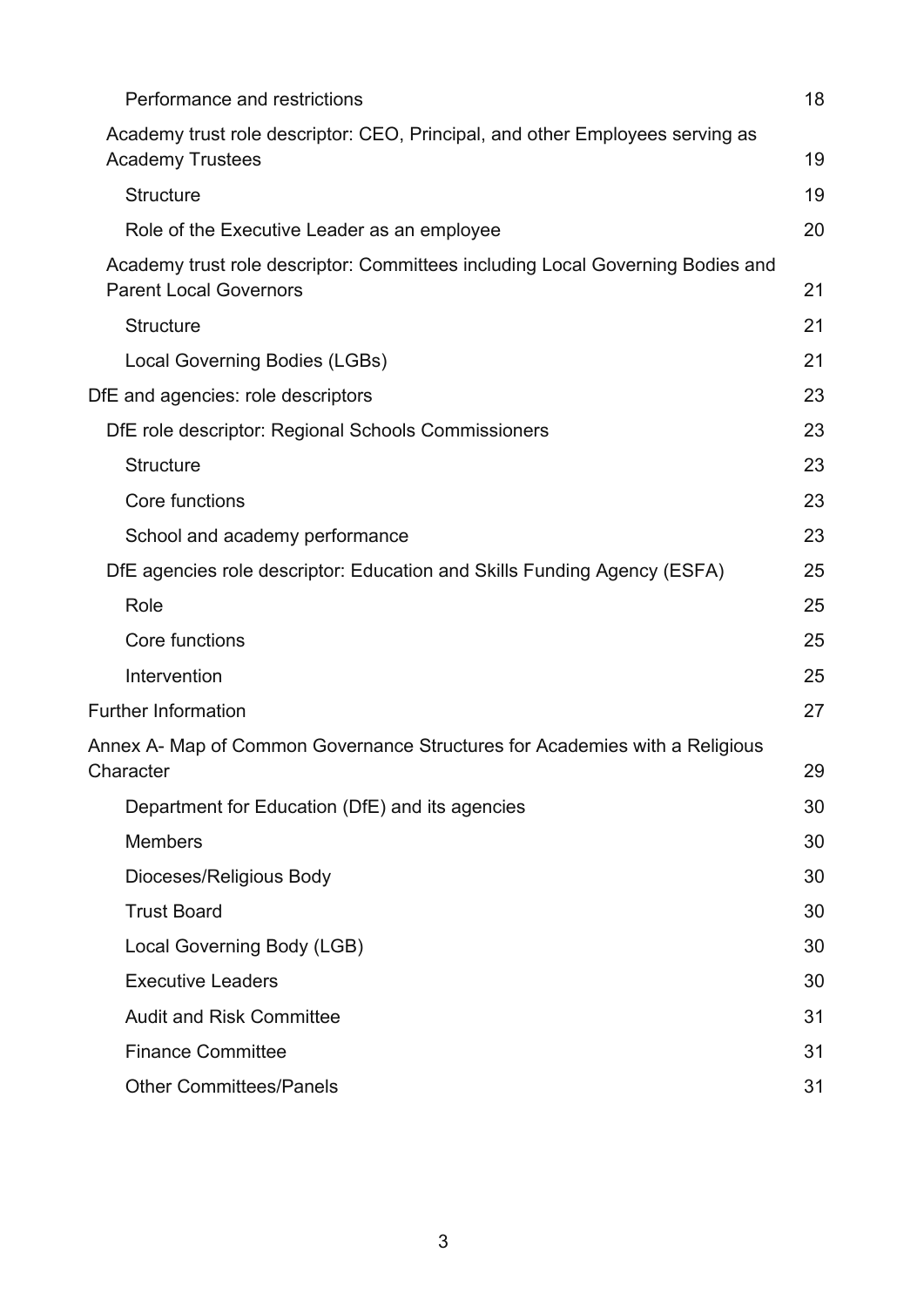Performance and restrictions 18

Academy trust role descriptor: CEO, Principal, and other Employees serving as Academy Trustees 19

Structure 19

Role of the Executive Leader as an employee 20

Academy trust role descriptor: Committees including Local Governing Bodies and Parent Local Governors 21

Structure 21

Local Governing Bodies (LGBs) 21

DfE and agencies: role descriptors 23

DfE role descriptor: Regional Schools Commissioners 23

Structure 23

Core functions 23

School and academy performance 23

DfE agencies role descriptor: Education and Skills Funding Agency (ESFA) 25

Role 25

Core functions 25

Intervention 25

Further Information 27

Annex A- Map of Common Governance Structures for Academies with a Religious Character 29

Department for Education (DfE) and its agencies 30

Members 30

Dioceses/Religious Body 30

Trust Board 30

Local Governing Body (LGB) 30

Executive Leaders 30

Audit and Risk Committee 31

Finance Committee 31

Other Committees/Panels 31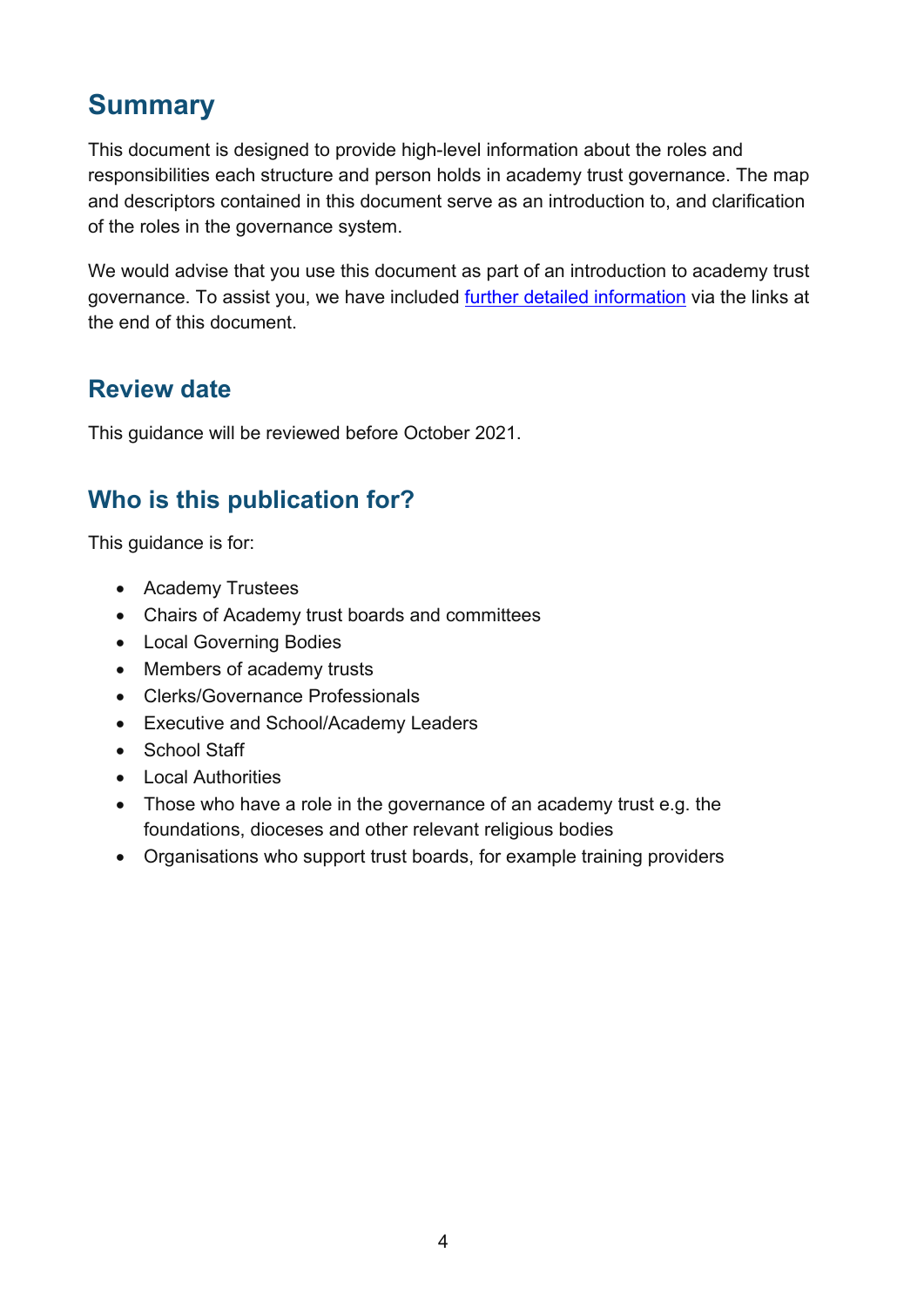# Summary

This document is designed to provide high-level information about the roles and responsibilities each structure and person holds in academy trust governance. The map and descriptors contained in this document serve as an introduction to, and clarification of the roles in the governance system.

We would advise that you use this document as part of an introduction to academy trust governance. To assist you, we have included further detailed information via the links at the end of this document.

## Review date

This guidance will be reviewed before October 2021.

## Who is this publication for?

This guidance is for:

- Academy Trustees
- Chairs of Academy trust boards and committees
- Local Governing Bodies
- Members of academy trusts
- Clerks/Governance Professionals
- Executive and School/Academy Leaders
- School Staff
- Local Authorities
- Those who have a role in the governance of an academy trust e.g. the foundations, dioceses and other relevant religious bodies
- Organisations who support trust boards, for example training providers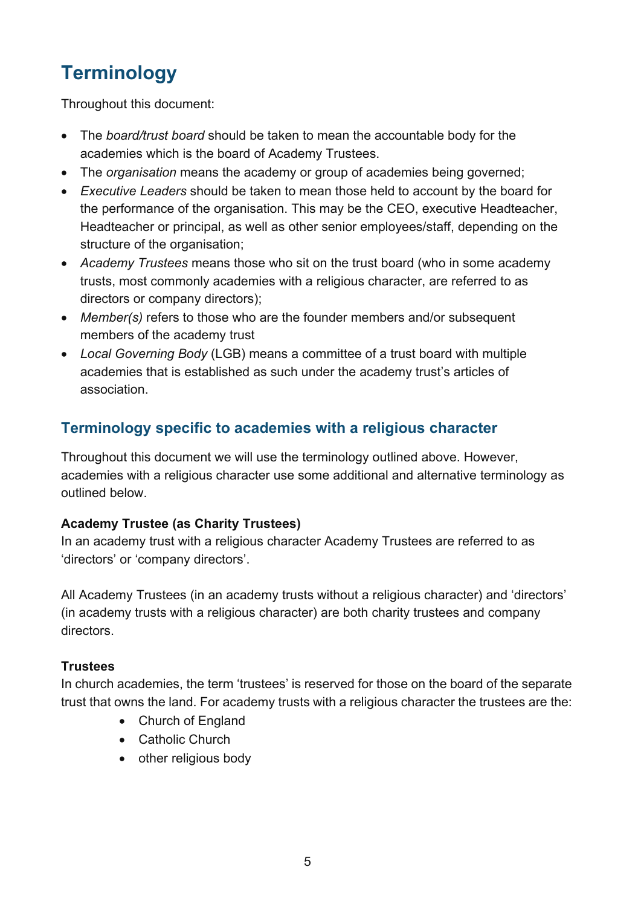# Terminology

Throughout this document:

- The *board/trust board* should be taken to mean the accountable body for the academies which is the board of Academy Trustees.
- The *organisation* means the academy or group of academies being governed;
- *Executive Leaders* should be taken to mean those held to account by the board for the performance of the organisation. This may be the CEO, executive Headteacher, Headteacher or principal, as well as other senior employees/staff, depending on the structure of the organisation;
- *Academy Trustees* means those who sit on the trust board (who in some academy trusts, most commonly academies with a religious character, are referred to as directors or company directors);
- *Member(s)* refers to those who are the founder members and/or subsequent members of the academy trust
- *Local Governing Body* (LGB) means a committee of a trust board with multiple academies that is established as such under the academy trust's articles of association.

## Terminology specific to academies with a religious character

Throughout this document we will use the terminology outlined above. However, academies with a religious character use some additional and alternative terminology as outlined below.

**Academy Trustee (as Charity Trustees)**
In an academy trust with a religious character Academy Trustees are referred to as 'directors' or 'company directors'.

All Academy Trustees (in an academy trusts without a religious character) and 'directors' (in academy trusts with a religious character) are both charity trustees and company directors.

**Trustees**
In church academies, the term 'trustees' is reserved for those on the board of the separate trust that owns the land. For academy trusts with a religious character the trustees are the:

- Church of England
- Catholic Church
- other religious body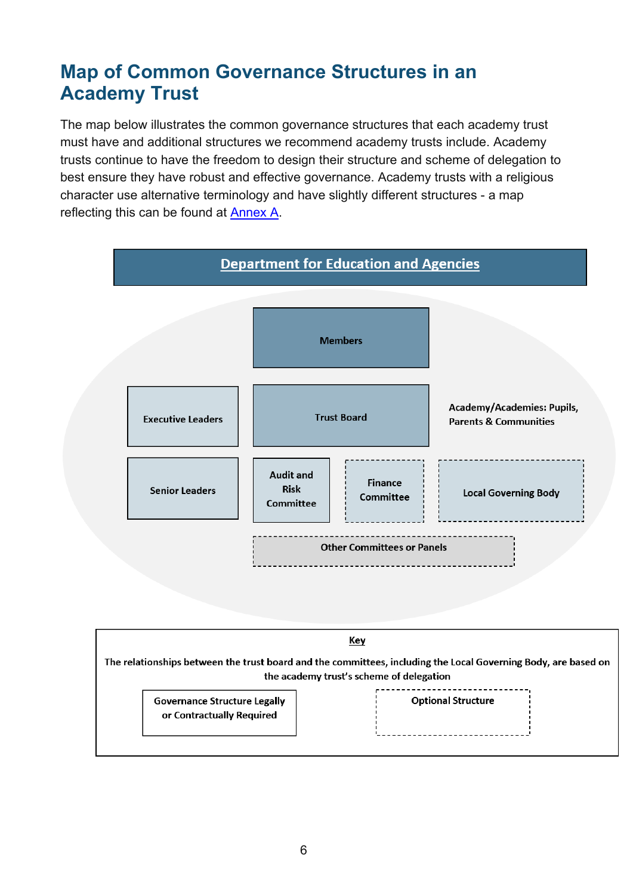# Map of Common Governance Structures in an Academy Trust

The map below illustrates the common governance structures that each academy trust must have and additional structures we recommend academy trusts include. Academy trusts continue to have the freedom to design their structure and scheme of delegation to best ensure they have robust and effective governance. Academy trusts with a religious character use alternative terminology and have slightly different structures - a map reflecting this can be found at [Annex A](#).

**Department for Education and Agencies**

- Members
- Executive Leaders
- Trust Board
- Academy/Academies: Pupils, Parents & Communities
- Senior Leaders
- Audit and Risk Committee
- Finance Committee (optional)
- Local Governing Body (optional)
- Other Committees or Panels (optional)

**Key**

The relationships between the trust board and the committees, including the Local Governing Body, are based on the academy trust's scheme of delegation

- Governance Structure Legally or Contractually Required (solid border)
- Optional Structure (dashed border)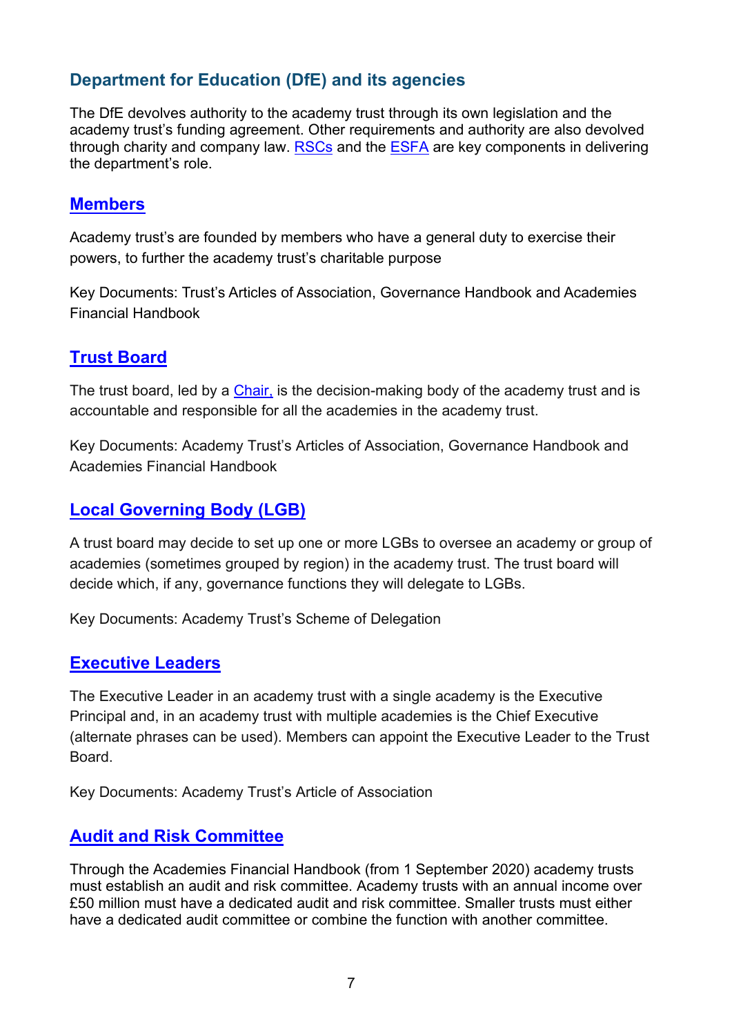## Department for Education (DfE) and its agencies

The DfE devolves authority to the academy trust through its own legislation and the academy trust's funding agreement. Other requirements and authority are also devolved through charity and company law. RSCs and the ESFA are key components in delivering the department's role.

## Members

Academy trust's are founded by members who have a general duty to exercise their powers, to further the academy trust's charitable purpose

Key Documents: Trust's Articles of Association, Governance Handbook and Academies Financial Handbook

## Trust Board

The trust board, led by a Chair, is the decision-making body of the academy trust and is accountable and responsible for all the academies in the academy trust.

Key Documents: Academy Trust's Articles of Association, Governance Handbook and Academies Financial Handbook

## Local Governing Body (LGB)

A trust board may decide to set up one or more LGBs to oversee an academy or group of academies (sometimes grouped by region) in the academy trust. The trust board will decide which, if any, governance functions they will delegate to LGBs.

Key Documents: Academy Trust's Scheme of Delegation

## Executive Leaders

The Executive Leader in an academy trust with a single academy is the Executive Principal and, in an academy trust with multiple academies is the Chief Executive (alternate phrases can be used). Members can appoint the Executive Leader to the Trust Board.

Key Documents: Academy Trust's Article of Association

## Audit and Risk Committee

Through the Academies Financial Handbook (from 1 September 2020) academy trusts must establish an audit and risk committee. Academy trusts with an annual income over £50 million must have a dedicated audit and risk committee. Smaller trusts must either have a dedicated audit committee or combine the function with another committee.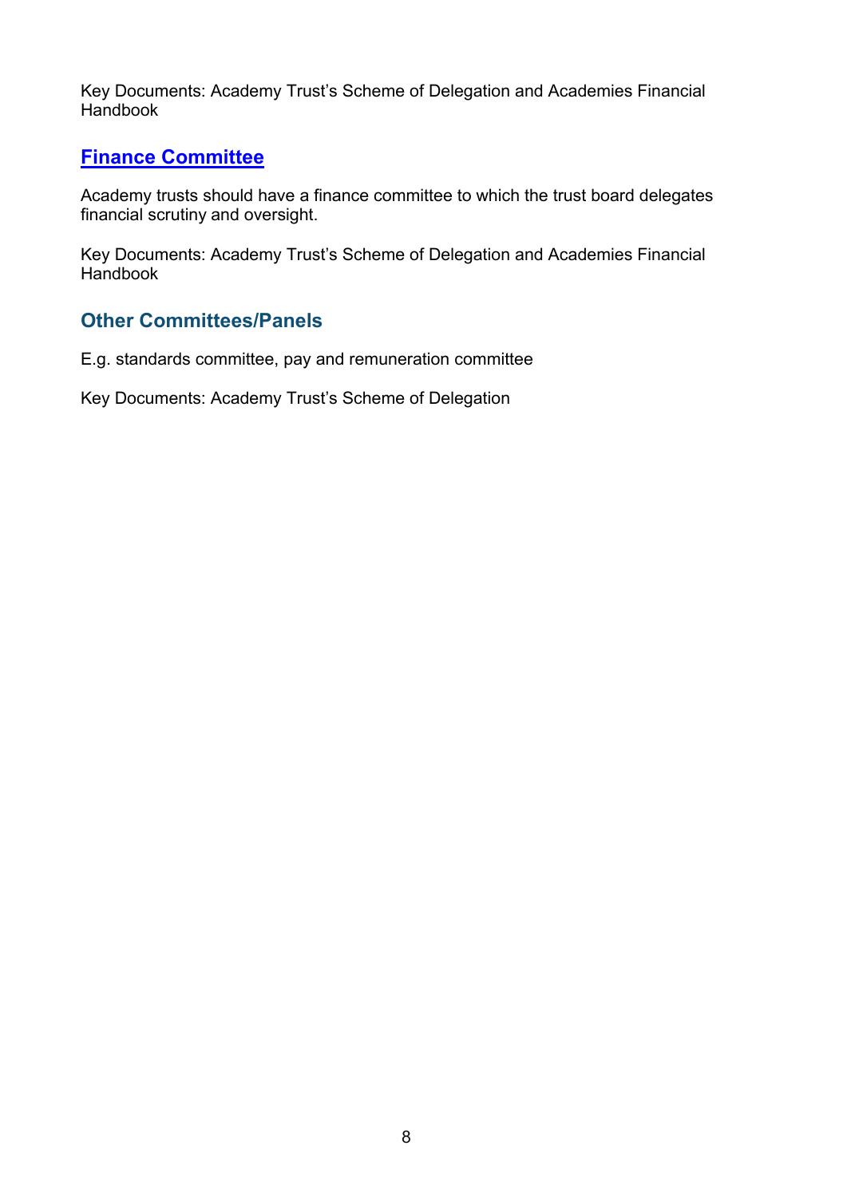Key Documents: Academy Trust's Scheme of Delegation and Academies Financial Handbook

## Finance Committee

Academy trusts should have a finance committee to which the trust board delegates financial scrutiny and oversight.

Key Documents: Academy Trust's Scheme of Delegation and Academies Financial Handbook

## Other Committees/Panels

E.g. standards committee, pay and remuneration committee

Key Documents: Academy Trust's Scheme of Delegation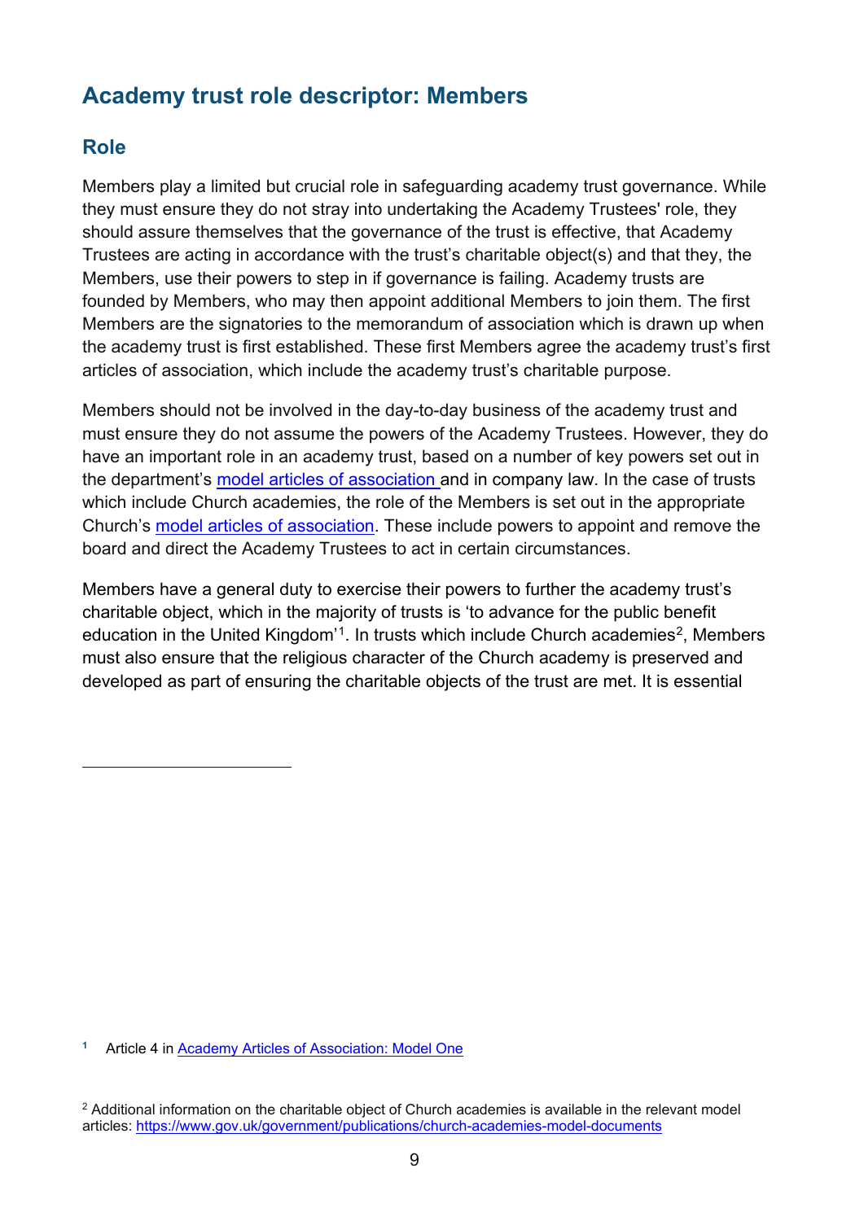## Academy trust role descriptor: Members

### Role

Members play a limited but crucial role in safeguarding academy trust governance. While they must ensure they do not stray into undertaking the Academy Trustees' role, they should assure themselves that the governance of the trust is effective, that Academy Trustees are acting in accordance with the trust's charitable object(s) and that they, the Members, use their powers to step in if governance is failing. Academy trusts are founded by Members, who may then appoint additional Members to join them. The first Members are the signatories to the memorandum of association which is drawn up when the academy trust is first established. These first Members agree the academy trust's first articles of association, which include the academy trust's charitable purpose.

Members should not be involved in the day-to-day business of the academy trust and must ensure they do not assume the powers of the Academy Trustees. However, they do have an important role in an academy trust, based on a number of key powers set out in the department's model articles of association and in company law. In the case of trusts which include Church academies, the role of the Members is set out in the appropriate Church's model articles of association. These include powers to appoint and remove the board and direct the Academy Trustees to act in certain circumstances.

Members have a general duty to exercise their powers to further the academy trust's charitable object, which in the majority of trusts is 'to advance for the public benefit education in the United Kingdom'[1]. In trusts which include Church academies[2], Members must also ensure that the religious character of the Church academy is preserved and developed as part of ensuring the charitable objects of the trust are met. It is essential

---

[1] Article 4 in Academy Articles of Association: Model One

[2] Additional information on the charitable object of Church academies is available in the relevant model articles: https://www.gov.uk/government/publications/church-academies-model-documents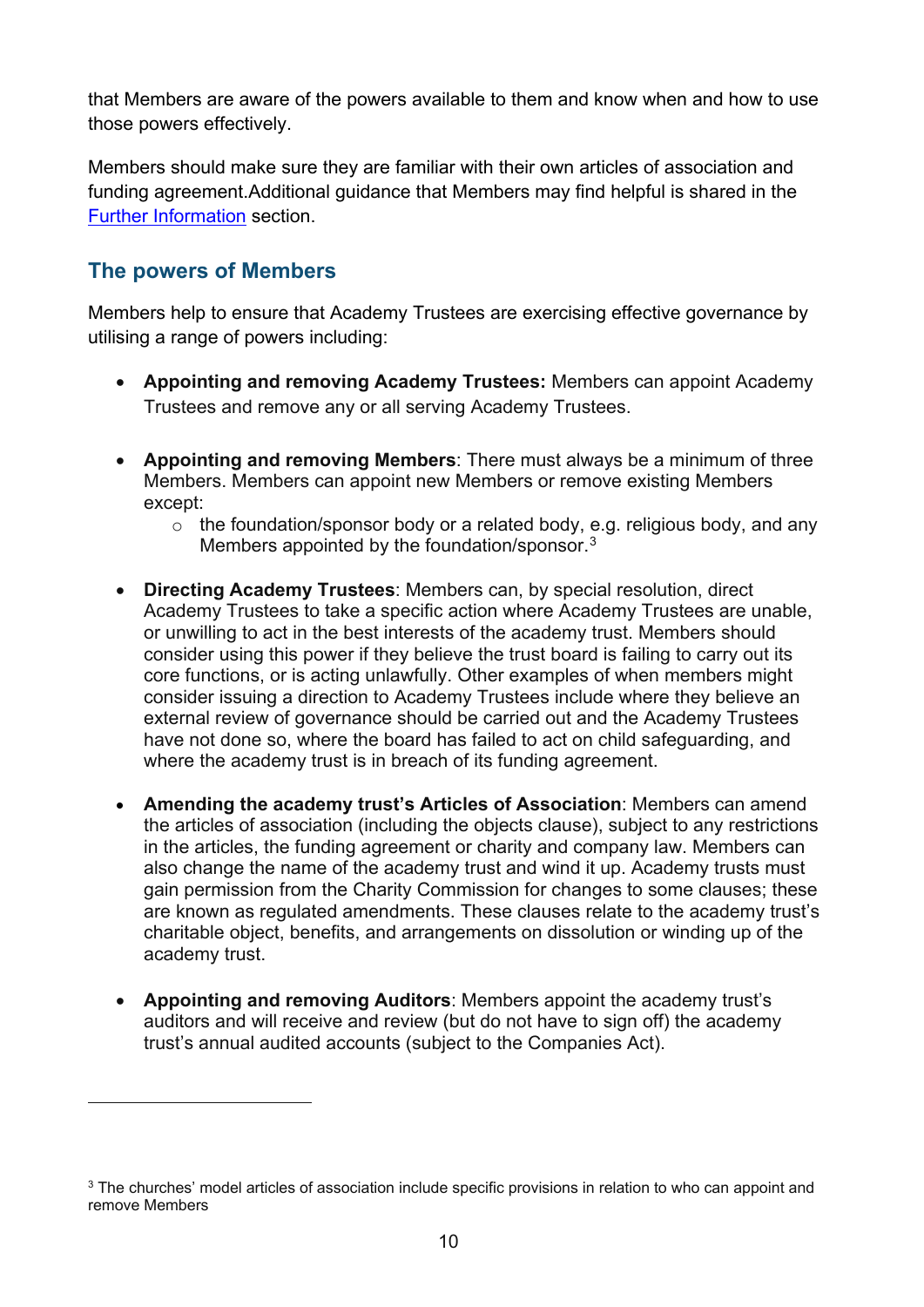that Members are aware of the powers available to them and know when and how to use those powers effectively.

Members should make sure they are familiar with their own articles of association and funding agreement.Additional guidance that Members may find helpful is shared in the [Further Information](#) section.

## The powers of Members

Members help to ensure that Academy Trustees are exercising effective governance by utilising a range of powers including:

- **Appointing and removing Academy Trustees:** Members can appoint Academy Trustees and remove any or all serving Academy Trustees.

- **Appointing and removing Members**: There must always be a minimum of three Members. Members can appoint new Members or remove existing Members except:
    - the foundation/sponsor body or a related body, e.g. religious body, and any Members appointed by the foundation/sponsor.[3]

- **Directing Academy Trustees**: Members can, by special resolution, direct Academy Trustees to take a specific action where Academy Trustees are unable, or unwilling to act in the best interests of the academy trust. Members should consider using this power if they believe the trust board is failing to carry out its core functions, or is acting unlawfully. Other examples of when members might consider issuing a direction to Academy Trustees include where they believe an external review of governance should be carried out and the Academy Trustees have not done so, where the board has failed to act on child safeguarding, and where the academy trust is in breach of its funding agreement.

- **Amending the academy trust's Articles of Association**: Members can amend the articles of association (including the objects clause), subject to any restrictions in the articles, the funding agreement or charity and company law. Members can also change the name of the academy trust and wind it up. Academy trusts must gain permission from the Charity Commission for changes to some clauses; these are known as regulated amendments. These clauses relate to the academy trust's charitable object, benefits, and arrangements on dissolution or winding up of the academy trust.

- **Appointing and removing Auditors**: Members appoint the academy trust's auditors and will receive and review (but do not have to sign off) the academy trust's annual audited accounts (subject to the Companies Act).

---

[3] The churches' model articles of association include specific provisions in relation to who can appoint and remove Members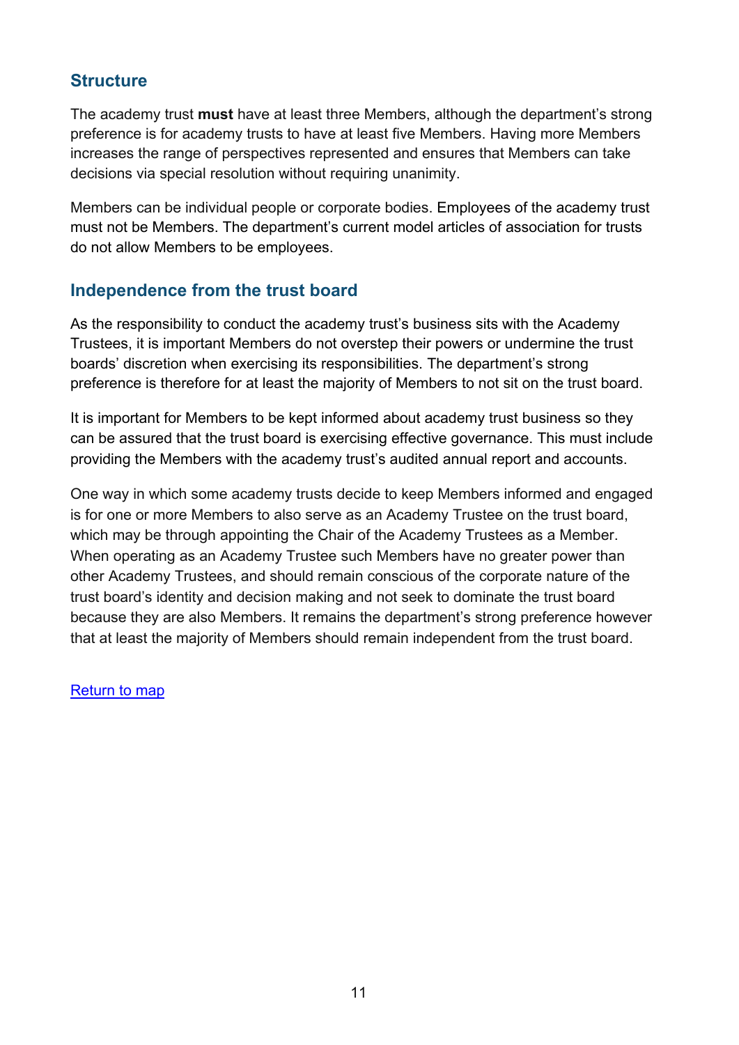## Structure

The academy trust **must** have at least three Members, although the department's strong preference is for academy trusts to have at least five Members. Having more Members increases the range of perspectives represented and ensures that Members can take decisions via special resolution without requiring unanimity.

Members can be individual people or corporate bodies. Employees of the academy trust must not be Members. The department's current model articles of association for trusts do not allow Members to be employees.

## Independence from the trust board

As the responsibility to conduct the academy trust's business sits with the Academy Trustees, it is important Members do not overstep their powers or undermine the trust boards' discretion when exercising its responsibilities. The department's strong preference is therefore for at least the majority of Members to not sit on the trust board.

It is important for Members to be kept informed about academy trust business so they can be assured that the trust board is exercising effective governance. This must include providing the Members with the academy trust's audited annual report and accounts.

One way in which some academy trusts decide to keep Members informed and engaged is for one or more Members to also serve as an Academy Trustee on the trust board, which may be through appointing the Chair of the Academy Trustees as a Member. When operating as an Academy Trustee such Members have no greater power than other Academy Trustees, and should remain conscious of the corporate nature of the trust board's identity and decision making and not seek to dominate the trust board because they are also Members. It remains the department's strong preference however that at least the majority of Members should remain independent from the trust board.

Return to map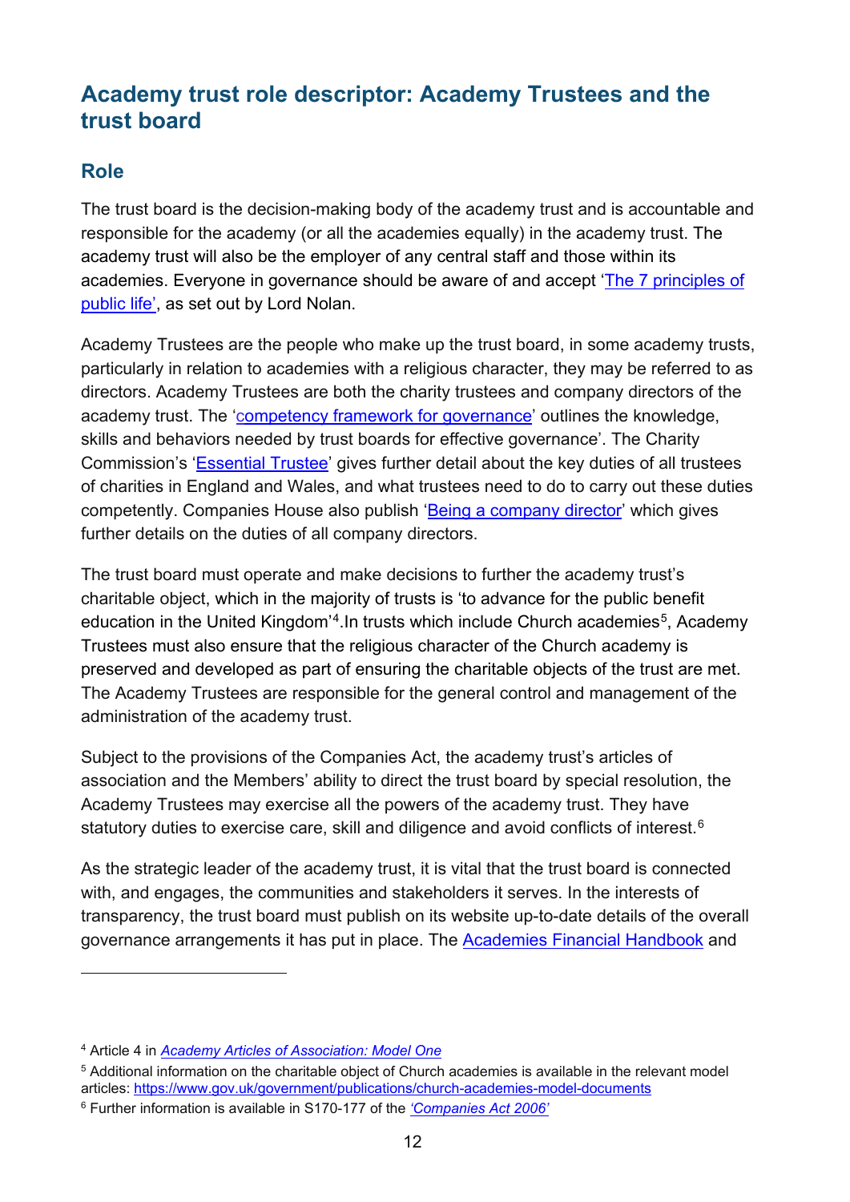## Academy trust role descriptor: Academy Trustees and the trust board

### Role

The trust board is the decision-making body of the academy trust and is accountable and responsible for the academy (or all the academies equally) in the academy trust. The academy trust will also be the employer of any central staff and those within its academies. Everyone in governance should be aware of and accept 'The 7 principles of public life', as set out by Lord Nolan.

Academy Trustees are the people who make up the trust board, in some academy trusts, particularly in relation to academies with a religious character, they may be referred to as directors. Academy Trustees are both the charity trustees and company directors of the academy trust. The 'competency framework for governance' outlines the knowledge, skills and behaviors needed by trust boards for effective governance'. The Charity Commission's 'Essential Trustee' gives further detail about the key duties of all trustees of charities in England and Wales, and what trustees need to do to carry out these duties competently. Companies House also publish 'Being a company director' which gives further details on the duties of all company directors.

The trust board must operate and make decisions to further the academy trust's charitable object, which in the majority of trusts is 'to advance for the public benefit education in the United Kingdom'[4].In trusts which include Church academies[5], Academy Trustees must also ensure that the religious character of the Church academy is preserved and developed as part of ensuring the charitable objects of the trust are met. The Academy Trustees are responsible for the general control and management of the administration of the academy trust.

Subject to the provisions of the Companies Act, the academy trust's articles of association and the Members' ability to direct the trust board by special resolution, the Academy Trustees may exercise all the powers of the academy trust. They have statutory duties to exercise care, skill and diligence and avoid conflicts of interest.[6]

As the strategic leader of the academy trust, it is vital that the trust board is connected with, and engages, the communities and stakeholders it serves. In the interests of transparency, the trust board must publish on its website up-to-date details of the overall governance arrangements it has put in place. The Academies Financial Handbook and

---

[4] Article 4 in *Academy Articles of Association: Model One*

[5] Additional information on the charitable object of Church academies is available in the relevant model articles: https://www.gov.uk/government/publications/church-academies-model-documents

[6] Further information is available in S170-177 of the *'Companies Act 2006'*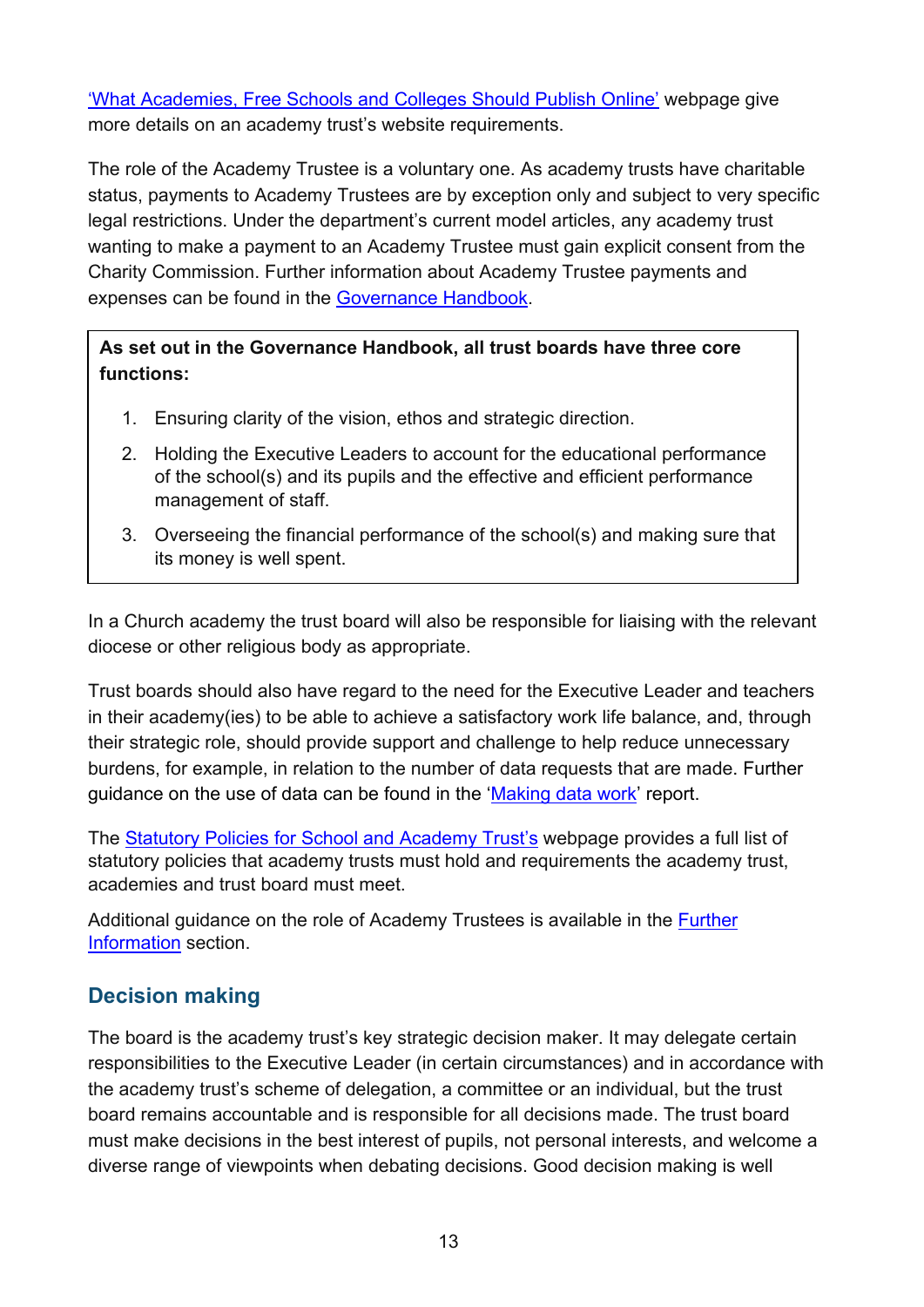'What Academies, Free Schools and Colleges Should Publish Online' webpage give more details on an academy trust's website requirements.

The role of the Academy Trustee is a voluntary one. As academy trusts have charitable status, payments to Academy Trustees are by exception only and subject to very specific legal restrictions. Under the department's current model articles, any academy trust wanting to make a payment to an Academy Trustee must gain explicit consent from the Charity Commission. Further information about Academy Trustee payments and expenses can be found in the Governance Handbook.

> **As set out in the Governance Handbook, all trust boards have three core functions:**
>
> 1. Ensuring clarity of the vision, ethos and strategic direction.
> 2. Holding the Executive Leaders to account for the educational performance of the school(s) and its pupils and the effective and efficient performance management of staff.
> 3. Overseeing the financial performance of the school(s) and making sure that its money is well spent.

In a Church academy the trust board will also be responsible for liaising with the relevant diocese or other religious body as appropriate.

Trust boards should also have regard to the need for the Executive Leader and teachers in their academy(ies) to be able to achieve a satisfactory work life balance, and, through their strategic role, should provide support and challenge to help reduce unnecessary burdens, for example, in relation to the number of data requests that are made. Further guidance on the use of data can be found in the 'Making data work' report.

The Statutory Policies for School and Academy Trust's webpage provides a full list of statutory policies that academy trusts must hold and requirements the academy trust, academies and trust board must meet.

Additional guidance on the role of Academy Trustees is available in the Further Information section.

## Decision making

The board is the academy trust's key strategic decision maker. It may delegate certain responsibilities to the Executive Leader (in certain circumstances) and in accordance with the academy trust's scheme of delegation, a committee or an individual, but the trust board remains accountable and is responsible for all decisions made. The trust board must make decisions in the best interest of pupils, not personal interests, and welcome a diverse range of viewpoints when debating decisions. Good decision making is well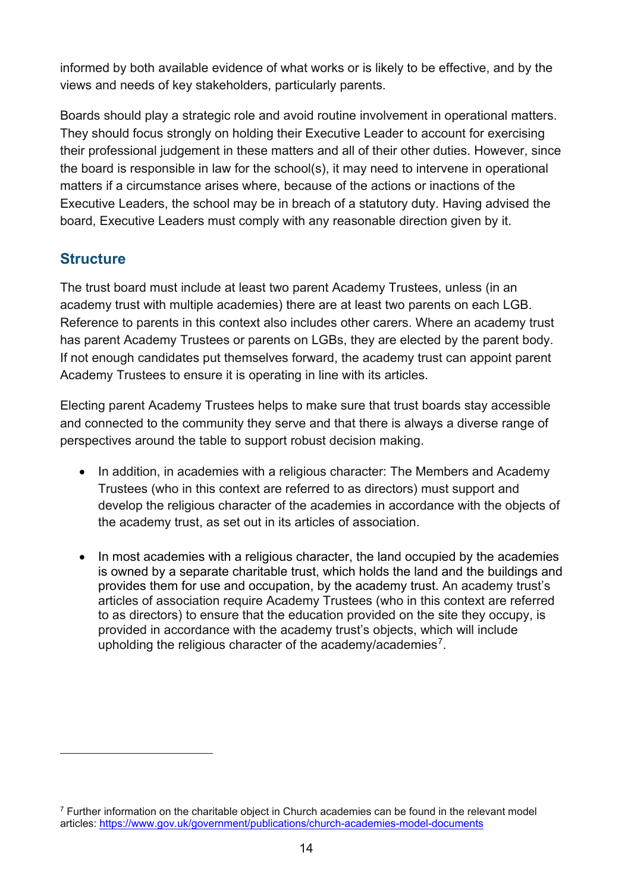informed by both available evidence of what works or is likely to be effective, and by the views and needs of key stakeholders, particularly parents.

Boards should play a strategic role and avoid routine involvement in operational matters. They should focus strongly on holding their Executive Leader to account for exercising their professional judgement in these matters and all of their other duties. However, since the board is responsible in law for the school(s), it may need to intervene in operational matters if a circumstance arises where, because of the actions or inactions of the Executive Leaders, the school may be in breach of a statutory duty. Having advised the board, Executive Leaders must comply with any reasonable direction given by it.

## Structure

The trust board must include at least two parent Academy Trustees, unless (in an academy trust with multiple academies) there are at least two parents on each LGB. Reference to parents in this context also includes other carers. Where an academy trust has parent Academy Trustees or parents on LGBs, they are elected by the parent body. If not enough candidates put themselves forward, the academy trust can appoint parent Academy Trustees to ensure it is operating in line with its articles.

Electing parent Academy Trustees helps to make sure that trust boards stay accessible and connected to the community they serve and that there is always a diverse range of perspectives around the table to support robust decision making.

- In addition, in academies with a religious character: The Members and Academy Trustees (who in this context are referred to as directors) must support and develop the religious character of the academies in accordance with the objects of the academy trust, as set out in its articles of association.
- In most academies with a religious character, the land occupied by the academies is owned by a separate charitable trust, which holds the land and the buildings and provides them for use and occupation, by the academy trust. An academy trust's articles of association require Academy Trustees (who in this context are referred to as directors) to ensure that the education provided on the site they occupy, is provided in accordance with the academy trust's objects, which will include upholding the religious character of the academy/academies[7].

[7] Further information on the charitable object in Church academies can be found in the relevant model articles: https://www.gov.uk/government/publications/church-academies-model-documents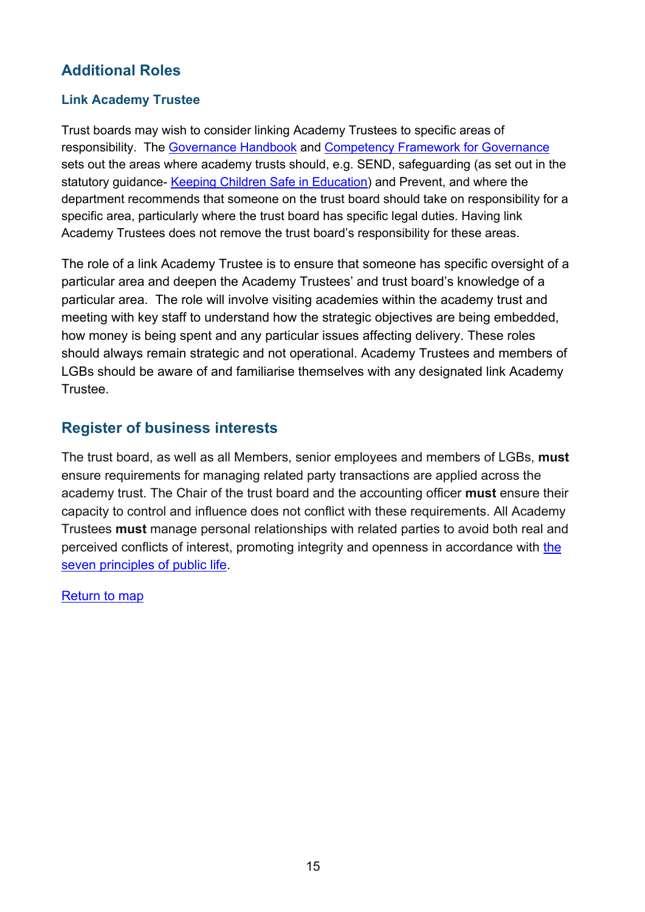## Additional Roles

### Link Academy Trustee

Trust boards may wish to consider linking Academy Trustees to specific areas of responsibility. The Governance Handbook and Competency Framework for Governance sets out the areas where academy trusts should, e.g. SEND, safeguarding (as set out in the statutory guidance- Keeping Children Safe in Education) and Prevent, and where the department recommends that someone on the trust board should take on responsibility for a specific area, particularly where the trust board has specific legal duties. Having link Academy Trustees does not remove the trust board's responsibility for these areas.

The role of a link Academy Trustee is to ensure that someone has specific oversight of a particular area and deepen the Academy Trustees' and trust board's knowledge of a particular area. The role will involve visiting academies within the academy trust and meeting with key staff to understand how the strategic objectives are being embedded, how money is being spent and any particular issues affecting delivery. These roles should always remain strategic and not operational. Academy Trustees and members of LGBs should be aware of and familiarise themselves with any designated link Academy Trustee.

## Register of business interests

The trust board, as well as all Members, senior employees and members of LGBs, **must** ensure requirements for managing related party transactions are applied across the academy trust. The Chair of the trust board and the accounting officer **must** ensure their capacity to control and influence does not conflict with these requirements. All Academy Trustees **must** manage personal relationships with related parties to avoid both real and perceived conflicts of interest, promoting integrity and openness in accordance with the seven principles of public life.

Return to map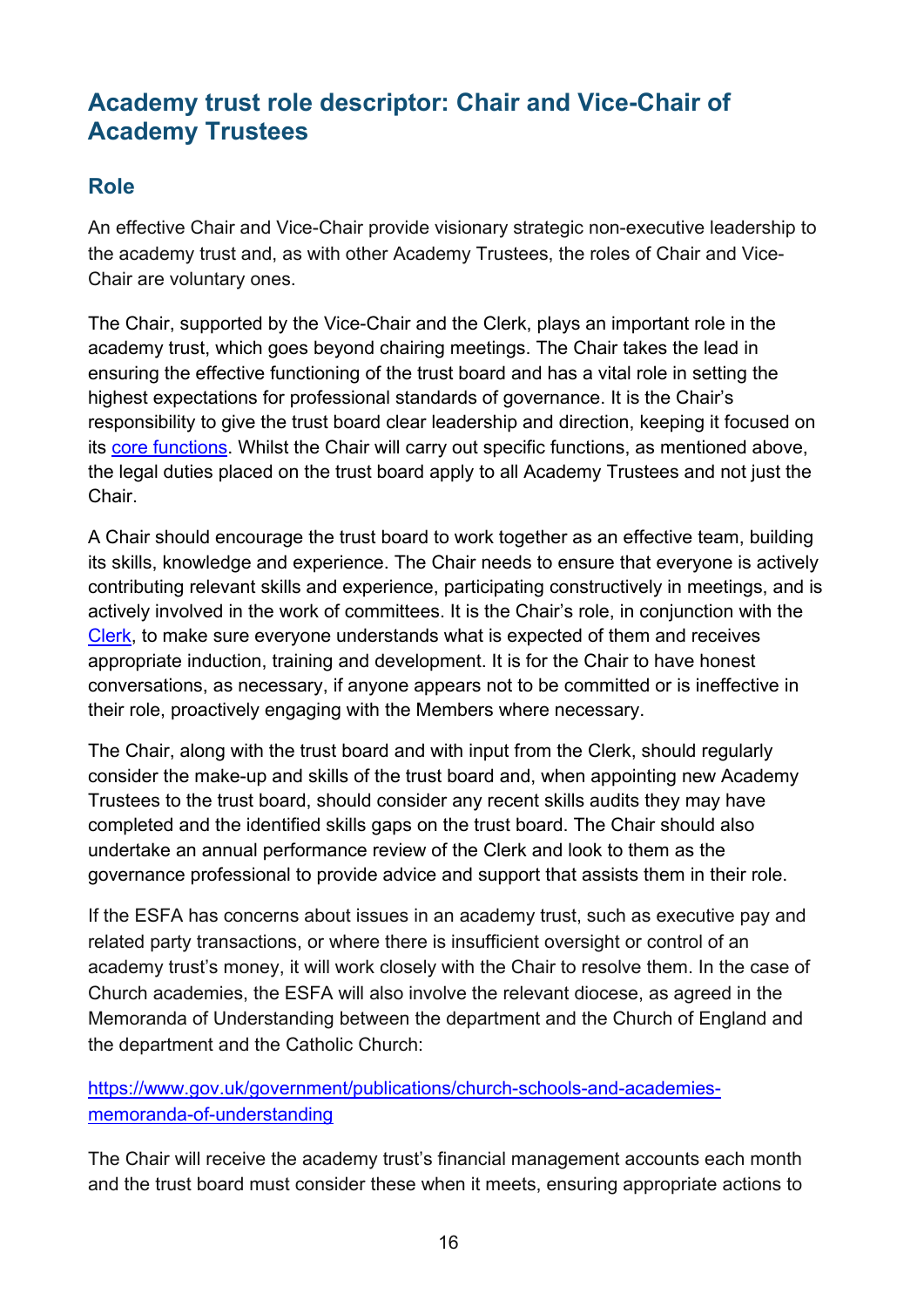## Academy trust role descriptor: Chair and Vice-Chair of Academy Trustees

### Role

An effective Chair and Vice-Chair provide visionary strategic non-executive leadership to the academy trust and, as with other Academy Trustees, the roles of Chair and Vice-Chair are voluntary ones.

The Chair, supported by the Vice-Chair and the Clerk, plays an important role in the academy trust, which goes beyond chairing meetings. The Chair takes the lead in ensuring the effective functioning of the trust board and has a vital role in setting the highest expectations for professional standards of governance. It is the Chair's responsibility to give the trust board clear leadership and direction, keeping it focused on its [core functions](). Whilst the Chair will carry out specific functions, as mentioned above, the legal duties placed on the trust board apply to all Academy Trustees and not just the Chair.

A Chair should encourage the trust board to work together as an effective team, building its skills, knowledge and experience. The Chair needs to ensure that everyone is actively contributing relevant skills and experience, participating constructively in meetings, and is actively involved in the work of committees. It is the Chair's role, in conjunction with the [Clerk](), to make sure everyone understands what is expected of them and receives appropriate induction, training and development. It is for the Chair to have honest conversations, as necessary, if anyone appears not to be committed or is ineffective in their role, proactively engaging with the Members where necessary.

The Chair, along with the trust board and with input from the Clerk, should regularly consider the make-up and skills of the trust board and, when appointing new Academy Trustees to the trust board, should consider any recent skills audits they may have completed and the identified skills gaps on the trust board. The Chair should also undertake an annual performance review of the Clerk and look to them as the governance professional to provide advice and support that assists them in their role.

If the ESFA has concerns about issues in an academy trust, such as executive pay and related party transactions, or where there is insufficient oversight or control of an academy trust's money, it will work closely with the Chair to resolve them. In the case of Church academies, the ESFA will also involve the relevant diocese, as agreed in the Memoranda of Understanding between the department and the Church of England and the department and the Catholic Church:

[https://www.gov.uk/government/publications/church-schools-and-academies-memoranda-of-understanding](https://www.gov.uk/government/publications/church-schools-and-academies-memoranda-of-understanding)

The Chair will receive the academy trust's financial management accounts each month and the trust board must consider these when it meets, ensuring appropriate actions to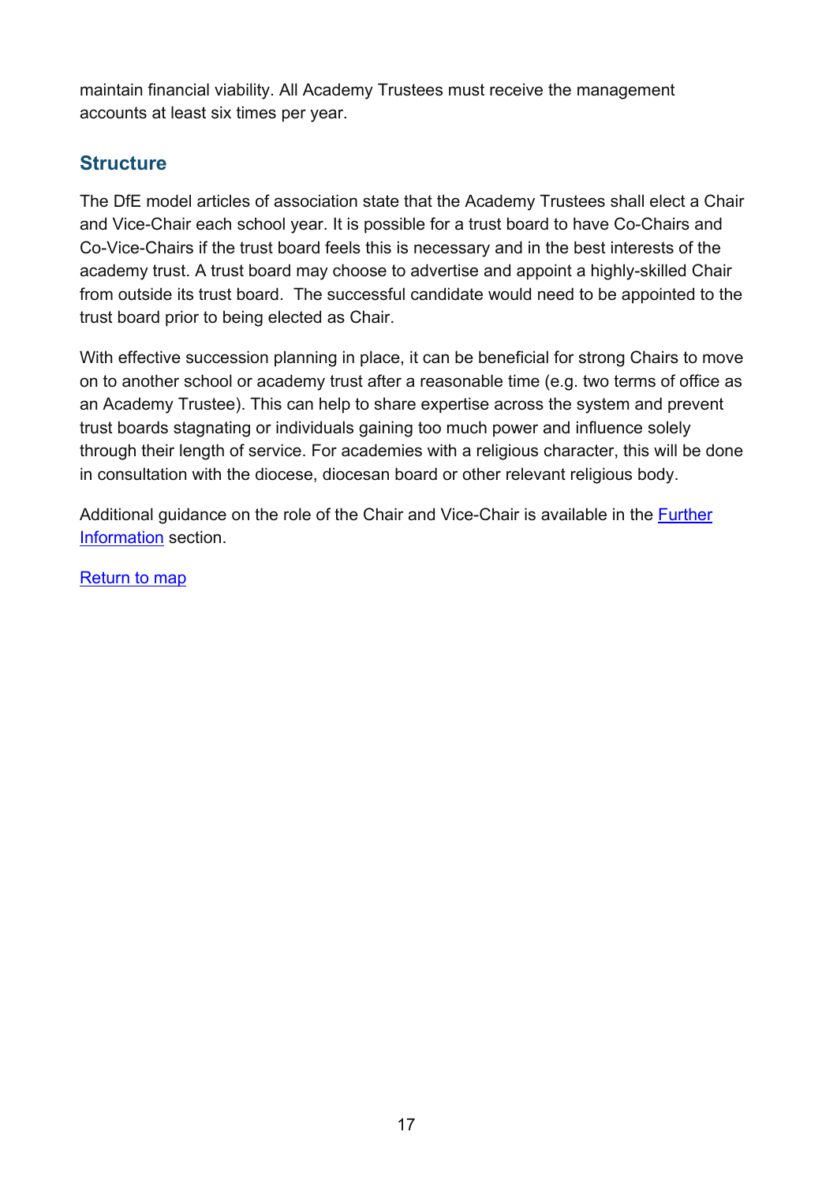maintain financial viability. All Academy Trustees must receive the management accounts at least six times per year.

## Structure

The DfE model articles of association state that the Academy Trustees shall elect a Chair and Vice-Chair each school year. It is possible for a trust board to have Co-Chairs and Co-Vice-Chairs if the trust board feels this is necessary and in the best interests of the academy trust. A trust board may choose to advertise and appoint a highly-skilled Chair from outside its trust board. The successful candidate would need to be appointed to the trust board prior to being elected as Chair.

With effective succession planning in place, it can be beneficial for strong Chairs to move on to another school or academy trust after a reasonable time (e.g. two terms of office as an Academy Trustee). This can help to share expertise across the system and prevent trust boards stagnating or individuals gaining too much power and influence solely through their length of service. For academies with a religious character, this will be done in consultation with the diocese, diocesan board or other relevant religious body.

Additional guidance on the role of the Chair and Vice-Chair is available in the Further Information section.

Return to map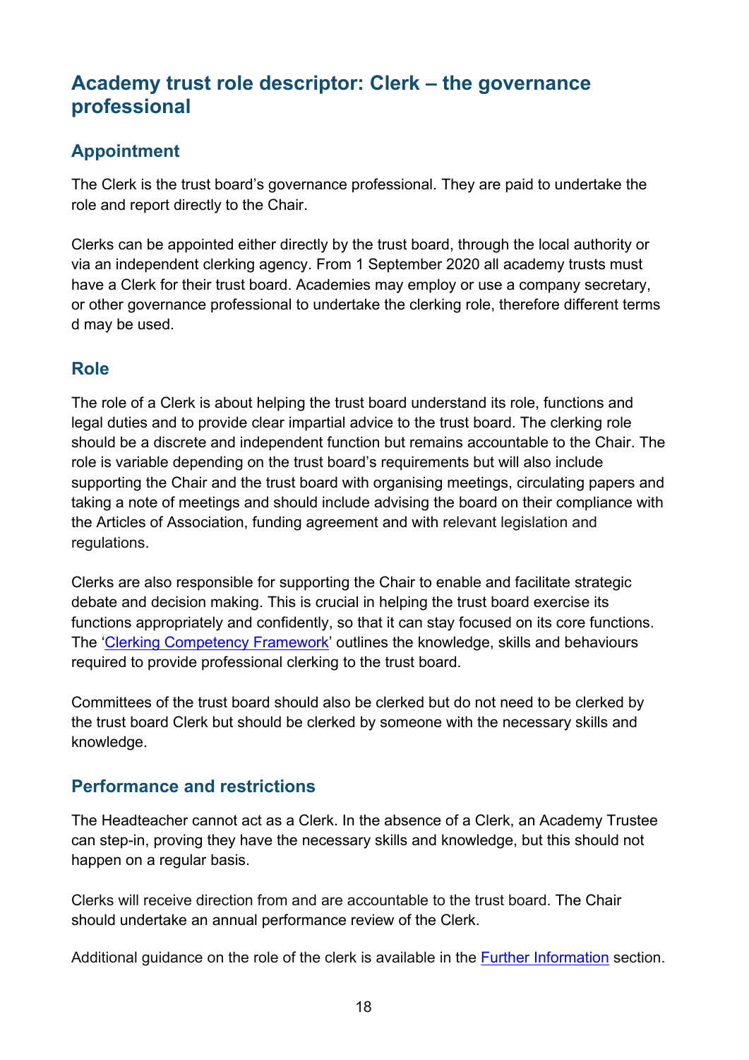## Academy trust role descriptor: Clerk – the governance professional

### Appointment

The Clerk is the trust board's governance professional. They are paid to undertake the role and report directly to the Chair.

Clerks can be appointed either directly by the trust board, through the local authority or via an independent clerking agency. From 1 September 2020 all academy trusts must have a Clerk for their trust board. Academies may employ or use a company secretary, or other governance professional to undertake the clerking role, therefore different terms d may be used.

### Role

The role of a Clerk is about helping the trust board understand its role, functions and legal duties and to provide clear impartial advice to the trust board. The clerking role should be a discrete and independent function but remains accountable to the Chair. The role is variable depending on the trust board's requirements but will also include supporting the Chair and the trust board with organising meetings, circulating papers and taking a note of meetings and should include advising the board on their compliance with the Articles of Association, funding agreement and with relevant legislation and regulations.

Clerks are also responsible for supporting the Chair to enable and facilitate strategic debate and decision making. This is crucial in helping the trust board exercise its functions appropriately and confidently, so that it can stay focused on its core functions. The 'Clerking Competency Framework' outlines the knowledge, skills and behaviours required to provide professional clerking to the trust board.

Committees of the trust board should also be clerked but do not need to be clerked by the trust board Clerk but should be clerked by someone with the necessary skills and knowledge.

### Performance and restrictions

The Headteacher cannot act as a Clerk. In the absence of a Clerk, an Academy Trustee can step-in, proving they have the necessary skills and knowledge, but this should not happen on a regular basis.

Clerks will receive direction from and are accountable to the trust board. The Chair should undertake an annual performance review of the Clerk.

Additional guidance on the role of the clerk is available in the Further Information section.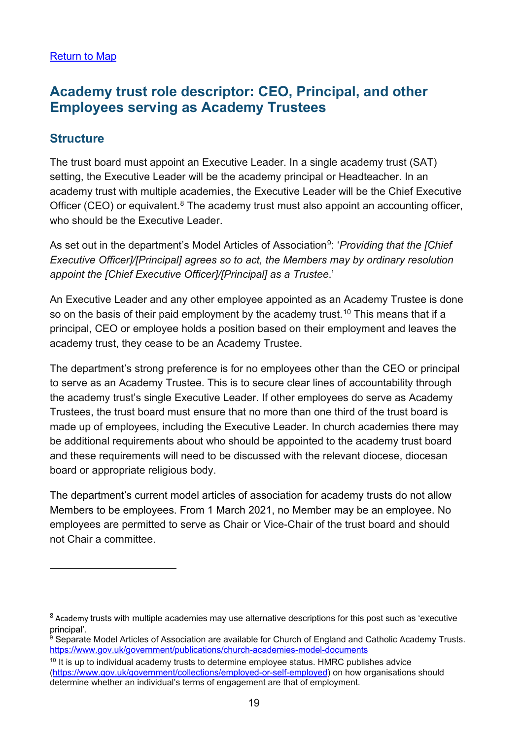Return to Map

## Academy trust role descriptor: CEO, Principal, and other Employees serving as Academy Trustees

### Structure

The trust board must appoint an Executive Leader. In a single academy trust (SAT) setting, the Executive Leader will be the academy principal or Headteacher. In an academy trust with multiple academies, the Executive Leader will be the Chief Executive Officer (CEO) or equivalent.[8] The academy trust must also appoint an accounting officer, who should be the Executive Leader.

As set out in the department's Model Articles of Association[9]: '*Providing that the [Chief Executive Officer]/[Principal] agrees so to act, the Members may by ordinary resolution appoint the [Chief Executive Officer]/[Principal] as a Trustee*.'

An Executive Leader and any other employee appointed as an Academy Trustee is done so on the basis of their paid employment by the academy trust.[10] This means that if a principal, CEO or employee holds a position based on their employment and leaves the academy trust, they cease to be an Academy Trustee.

The department's strong preference is for no employees other than the CEO or principal to serve as an Academy Trustee. This is to secure clear lines of accountability through the academy trust's single Executive Leader. If other employees do serve as Academy Trustees, the trust board must ensure that no more than one third of the trust board is made up of employees, including the Executive Leader. In church academies there may be additional requirements about who should be appointed to the academy trust board and these requirements will need to be discussed with the relevant diocese, diocesan board or appropriate religious body.

The department's current model articles of association for academy trusts do not allow Members to be employees. From 1 March 2021, no Member may be an employee. No employees are permitted to serve as Chair or Vice-Chair of the trust board and should not Chair a committee.

---

[8] Academy trusts with multiple academies may use alternative descriptions for this post such as 'executive principal'.

[9] Separate Model Articles of Association are available for Church of England and Catholic Academy Trusts. https://www.gov.uk/government/publications/church-academies-model-documents

[10] It is up to individual academy trusts to determine employee status. HMRC publishes advice (https://www.gov.uk/government/collections/employed-or-self-employed) on how organisations should determine whether an individual's terms of engagement are that of employment.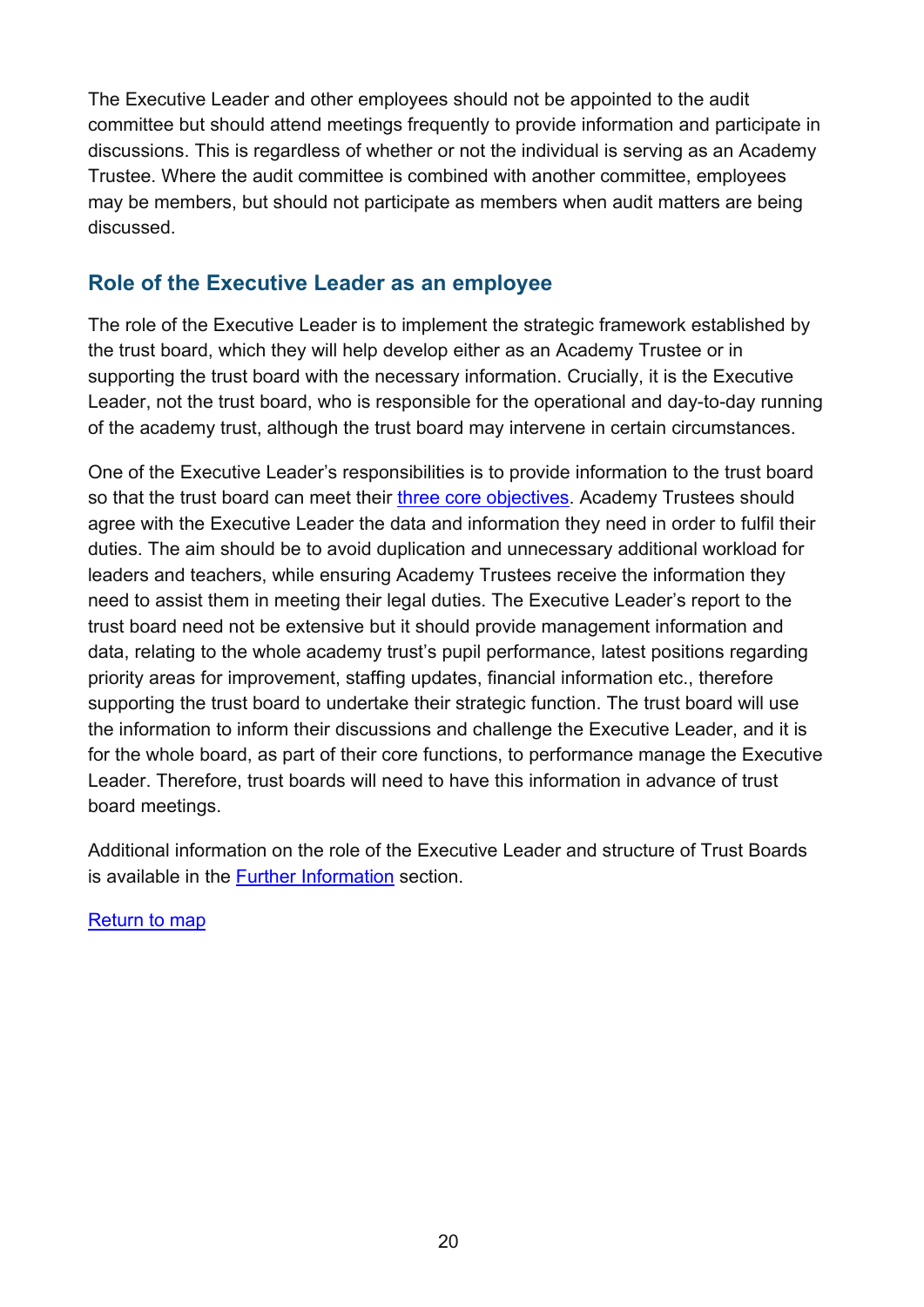The Executive Leader and other employees should not be appointed to the audit committee but should attend meetings frequently to provide information and participate in discussions. This is regardless of whether or not the individual is serving as an Academy Trustee. Where the audit committee is combined with another committee, employees may be members, but should not participate as members when audit matters are being discussed.

## Role of the Executive Leader as an employee

The role of the Executive Leader is to implement the strategic framework established by the trust board, which they will help develop either as an Academy Trustee or in supporting the trust board with the necessary information. Crucially, it is the Executive Leader, not the trust board, who is responsible for the operational and day-to-day running of the academy trust, although the trust board may intervene in certain circumstances.

One of the Executive Leader's responsibilities is to provide information to the trust board so that the trust board can meet their three core objectives. Academy Trustees should agree with the Executive Leader the data and information they need in order to fulfil their duties. The aim should be to avoid duplication and unnecessary additional workload for leaders and teachers, while ensuring Academy Trustees receive the information they need to assist them in meeting their legal duties. The Executive Leader's report to the trust board need not be extensive but it should provide management information and data, relating to the whole academy trust's pupil performance, latest positions regarding priority areas for improvement, staffing updates, financial information etc., therefore supporting the trust board to undertake their strategic function. The trust board will use the information to inform their discussions and challenge the Executive Leader, and it is for the whole board, as part of their core functions, to performance manage the Executive Leader. Therefore, trust boards will need to have this information in advance of trust board meetings.

Additional information on the role of the Executive Leader and structure of Trust Boards is available in the Further Information section.

Return to map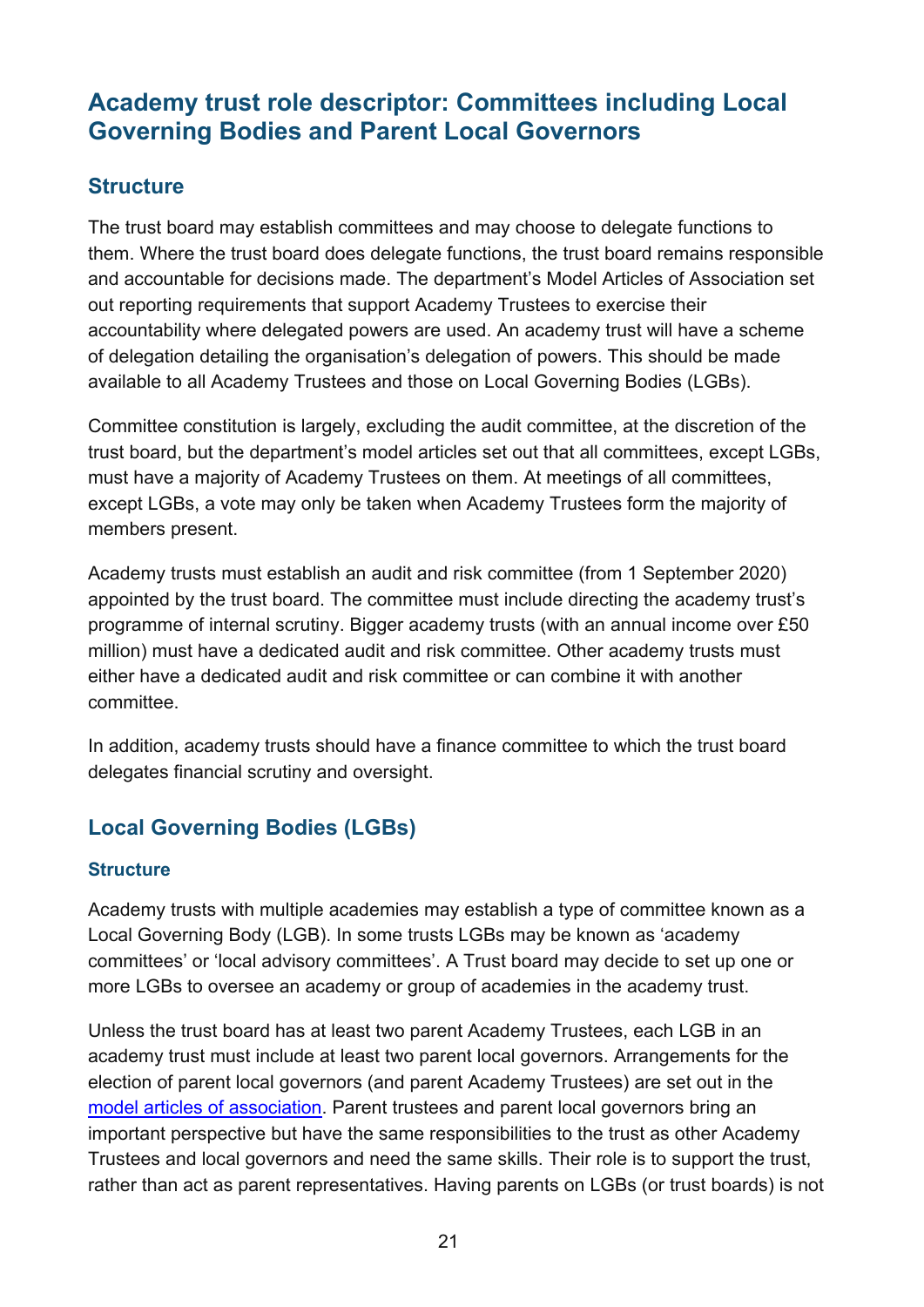## Academy trust role descriptor: Committees including Local Governing Bodies and Parent Local Governors

### Structure

The trust board may establish committees and may choose to delegate functions to them. Where the trust board does delegate functions, the trust board remains responsible and accountable for decisions made. The department's Model Articles of Association set out reporting requirements that support Academy Trustees to exercise their accountability where delegated powers are used. An academy trust will have a scheme of delegation detailing the organisation's delegation of powers. This should be made available to all Academy Trustees and those on Local Governing Bodies (LGBs).

Committee constitution is largely, excluding the audit committee, at the discretion of the trust board, but the department's model articles set out that all committees, except LGBs, must have a majority of Academy Trustees on them. At meetings of all committees, except LGBs, a vote may only be taken when Academy Trustees form the majority of members present.

Academy trusts must establish an audit and risk committee (from 1 September 2020) appointed by the trust board. The committee must include directing the academy trust's programme of internal scrutiny. Bigger academy trusts (with an annual income over £50 million) must have a dedicated audit and risk committee. Other academy trusts must either have a dedicated audit and risk committee or can combine it with another committee.

In addition, academy trusts should have a finance committee to which the trust board delegates financial scrutiny and oversight.

### Local Governing Bodies (LGBs)

#### Structure

Academy trusts with multiple academies may establish a type of committee known as a Local Governing Body (LGB). In some trusts LGBs may be known as 'academy committees' or 'local advisory committees'. A Trust board may decide to set up one or more LGBs to oversee an academy or group of academies in the academy trust.

Unless the trust board has at least two parent Academy Trustees, each LGB in an academy trust must include at least two parent local governors. Arrangements for the election of parent local governors (and parent Academy Trustees) are set out in the model articles of association. Parent trustees and parent local governors bring an important perspective but have the same responsibilities to the trust as other Academy Trustees and local governors and need the same skills. Their role is to support the trust, rather than act as parent representatives. Having parents on LGBs (or trust boards) is not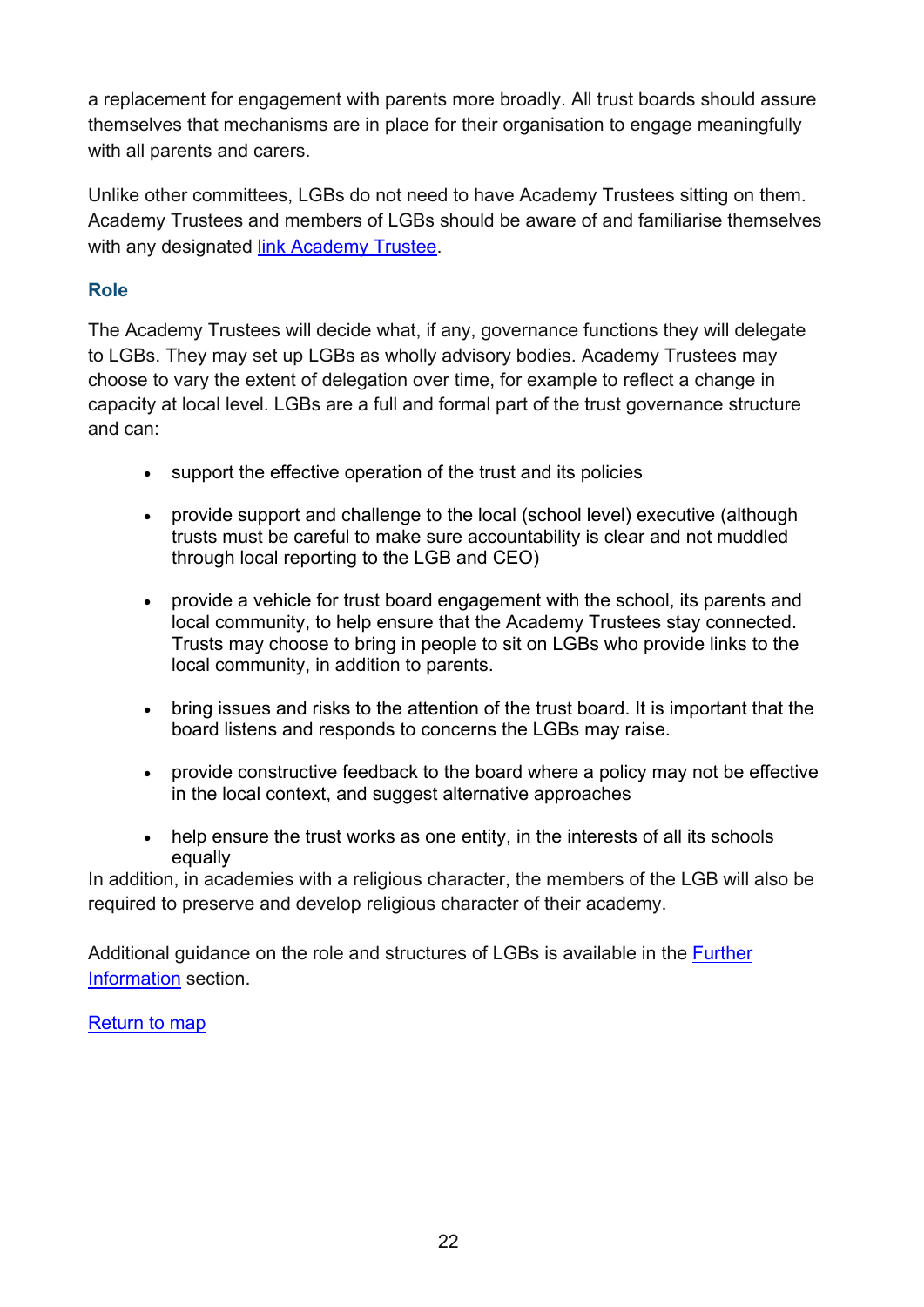a replacement for engagement with parents more broadly. All trust boards should assure themselves that mechanisms are in place for their organisation to engage meaningfully with all parents and carers.

Unlike other committees, LGBs do not need to have Academy Trustees sitting on them. Academy Trustees and members of LGBs should be aware of and familiarise themselves with any designated link Academy Trustee.

### Role

The Academy Trustees will decide what, if any, governance functions they will delegate to LGBs. They may set up LGBs as wholly advisory bodies. Academy Trustees may choose to vary the extent of delegation over time, for example to reflect a change in capacity at local level. LGBs are a full and formal part of the trust governance structure and can:

- support the effective operation of the trust and its policies
- provide support and challenge to the local (school level) executive (although trusts must be careful to make sure accountability is clear and not muddled through local reporting to the LGB and CEO)
- provide a vehicle for trust board engagement with the school, its parents and local community, to help ensure that the Academy Trustees stay connected. Trusts may choose to bring in people to sit on LGBs who provide links to the local community, in addition to parents.
- bring issues and risks to the attention of the trust board. It is important that the board listens and responds to concerns the LGBs may raise.
- provide constructive feedback to the board where a policy may not be effective in the local context, and suggest alternative approaches
- help ensure the trust works as one entity, in the interests of all its schools equally

In addition, in academies with a religious character, the members of the LGB will also be required to preserve and develop religious character of their academy.

Additional guidance on the role and structures of LGBs is available in the Further Information section.

Return to map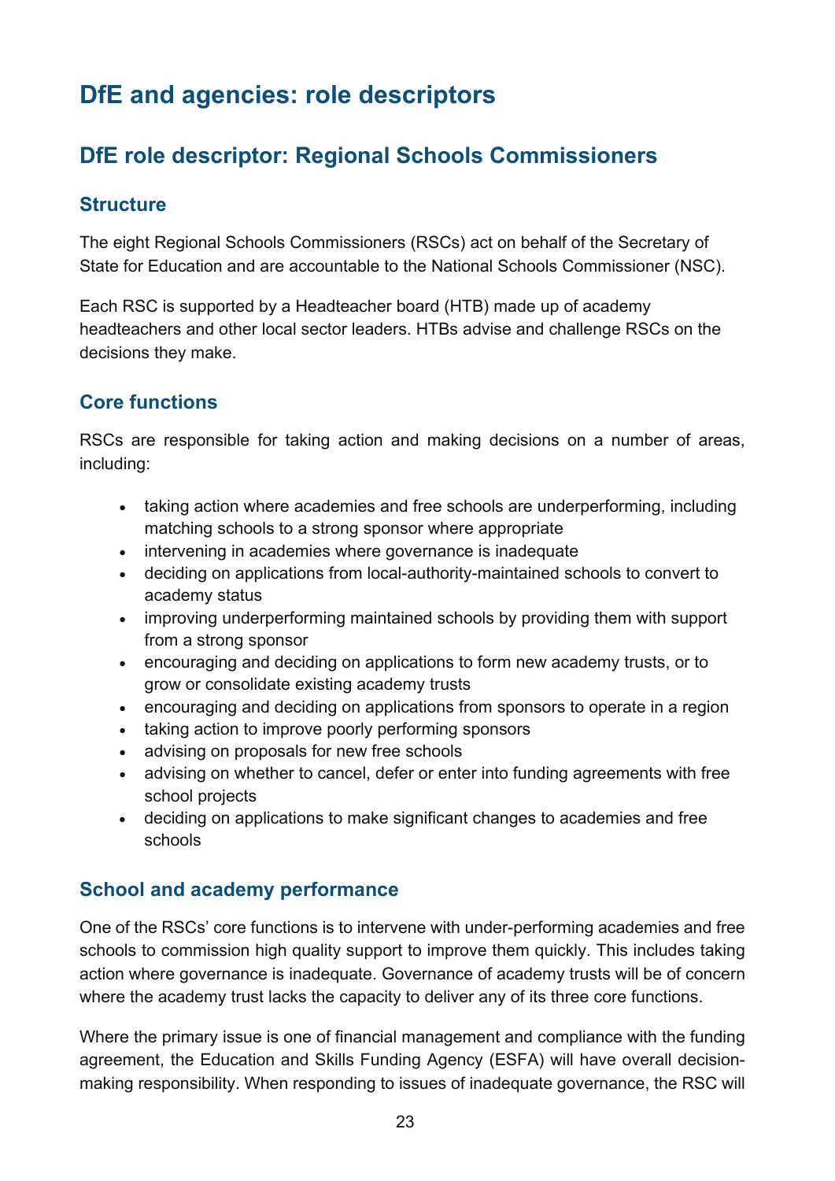# DfE and agencies: role descriptors

## DfE role descriptor: Regional Schools Commissioners

### Structure

The eight Regional Schools Commissioners (RSCs) act on behalf of the Secretary of State for Education and are accountable to the National Schools Commissioner (NSC).

Each RSC is supported by a Headteacher board (HTB) made up of academy headteachers and other local sector leaders. HTBs advise and challenge RSCs on the decisions they make.

### Core functions

RSCs are responsible for taking action and making decisions on a number of areas, including:

- taking action where academies and free schools are underperforming, including matching schools to a strong sponsor where appropriate
- intervening in academies where governance is inadequate
- deciding on applications from local-authority-maintained schools to convert to academy status
- improving underperforming maintained schools by providing them with support from a strong sponsor
- encouraging and deciding on applications to form new academy trusts, or to grow or consolidate existing academy trusts
- encouraging and deciding on applications from sponsors to operate in a region
- taking action to improve poorly performing sponsors
- advising on proposals for new free schools
- advising on whether to cancel, defer or enter into funding agreements with free school projects
- deciding on applications to make significant changes to academies and free schools

### School and academy performance

One of the RSCs' core functions is to intervene with under-performing academies and free schools to commission high quality support to improve them quickly. This includes taking action where governance is inadequate. Governance of academy trusts will be of concern where the academy trust lacks the capacity to deliver any of its three core functions.

Where the primary issue is one of financial management and compliance with the funding agreement, the Education and Skills Funding Agency (ESFA) will have overall decision-making responsibility. When responding to issues of inadequate governance, the RSC will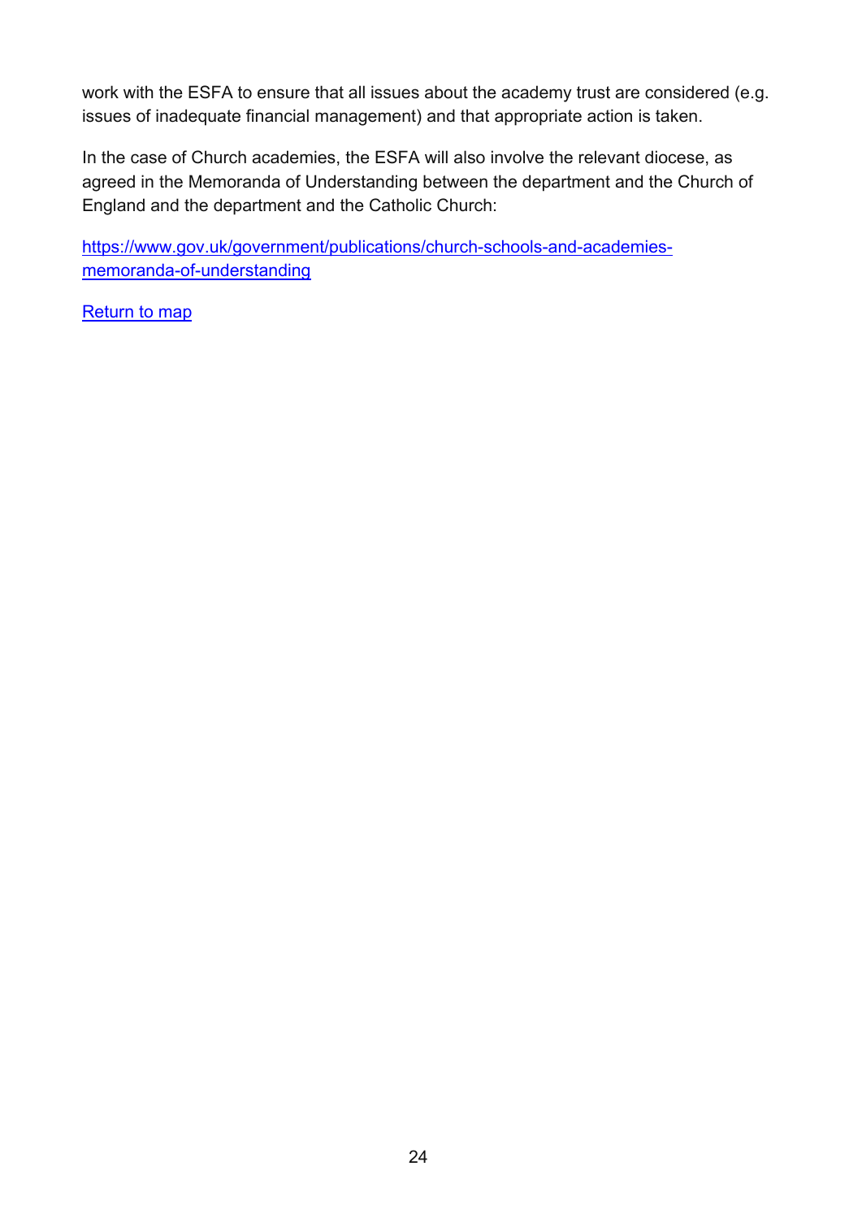work with the ESFA to ensure that all issues about the academy trust are considered (e.g. issues of inadequate financial management) and that appropriate action is taken.

In the case of Church academies, the ESFA will also involve the relevant diocese, as agreed in the Memoranda of Understanding between the department and the Church of England and the department and the Catholic Church:

[https://www.gov.uk/government/publications/church-schools-and-academies-memoranda-of-understanding](https://www.gov.uk/government/publications/church-schools-and-academies-memoranda-of-understanding)

Return to map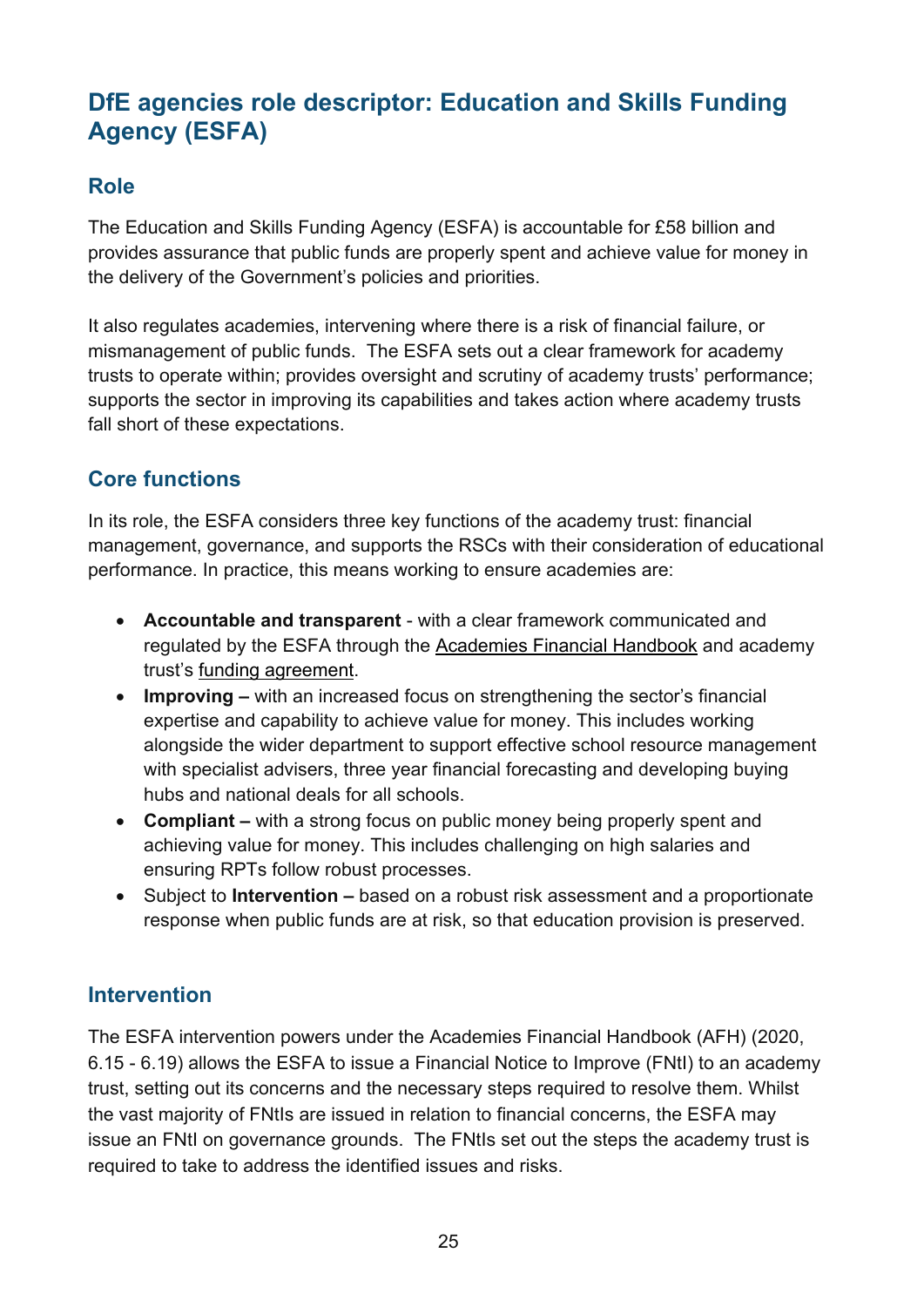## DfE agencies role descriptor: Education and Skills Funding Agency (ESFA)

### Role

The Education and Skills Funding Agency (ESFA) is accountable for £58 billion and provides assurance that public funds are properly spent and achieve value for money in the delivery of the Government's policies and priorities.

It also regulates academies, intervening where there is a risk of financial failure, or mismanagement of public funds. The ESFA sets out a clear framework for academy trusts to operate within; provides oversight and scrutiny of academy trusts' performance; supports the sector in improving its capabilities and takes action where academy trusts fall short of these expectations.

### Core functions

In its role, the ESFA considers three key functions of the academy trust: financial management, governance, and supports the RSCs with their consideration of educational performance. In practice, this means working to ensure academies are:

- **Accountable and transparent** - with a clear framework communicated and regulated by the ESFA through the Academies Financial Handbook and academy trust's funding agreement.
- **Improving –** with an increased focus on strengthening the sector's financial expertise and capability to achieve value for money. This includes working alongside the wider department to support effective school resource management with specialist advisers, three year financial forecasting and developing buying hubs and national deals for all schools.
- **Compliant –** with a strong focus on public money being properly spent and achieving value for money. This includes challenging on high salaries and ensuring RPTs follow robust processes.
- Subject to **Intervention –** based on a robust risk assessment and a proportionate response when public funds are at risk, so that education provision is preserved.

### Intervention

The ESFA intervention powers under the Academies Financial Handbook (AFH) (2020, 6.15 - 6.19) allows the ESFA to issue a Financial Notice to Improve (FNtI) to an academy trust, setting out its concerns and the necessary steps required to resolve them. Whilst the vast majority of FNtIs are issued in relation to financial concerns, the ESFA may issue an FNtI on governance grounds. The FNtIs set out the steps the academy trust is required to take to address the identified issues and risks.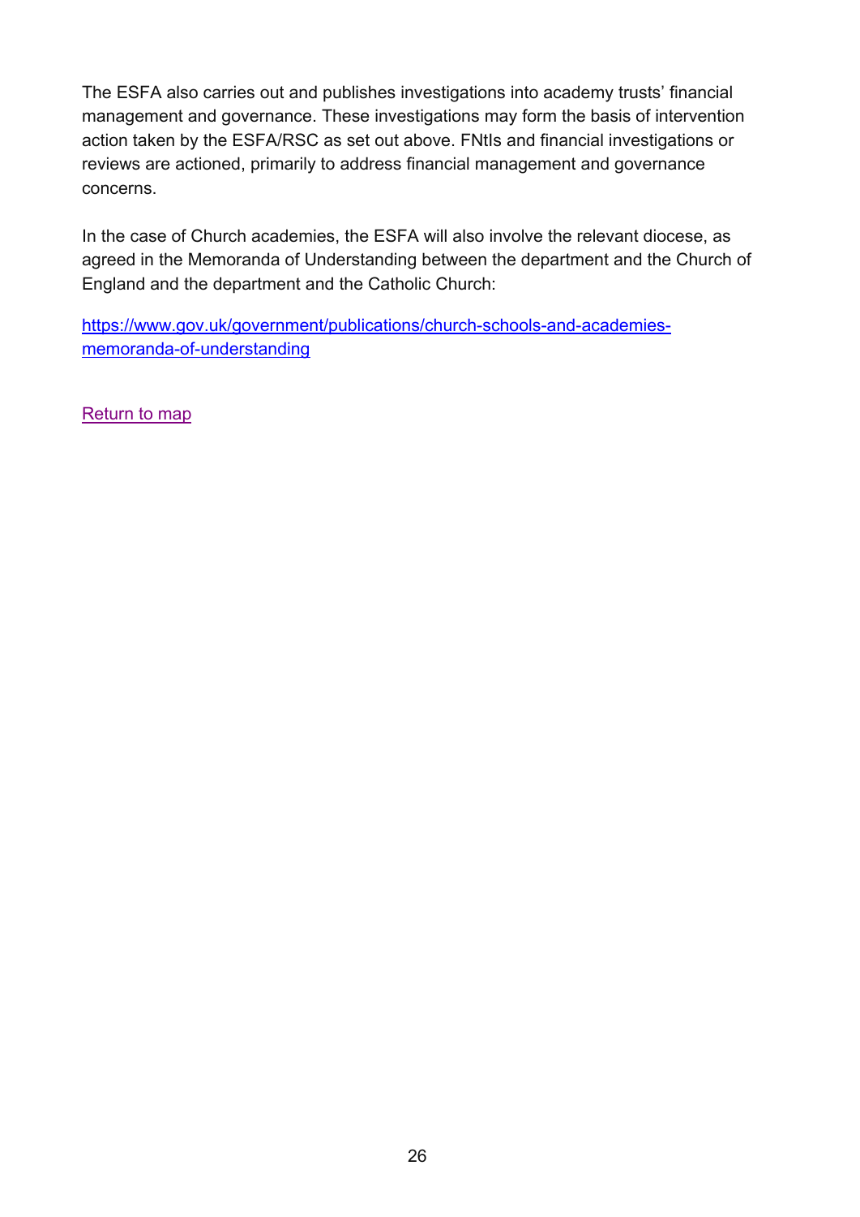The ESFA also carries out and publishes investigations into academy trusts' financial management and governance. These investigations may form the basis of intervention action taken by the ESFA/RSC as set out above. FNtIs and financial investigations or reviews are actioned, primarily to address financial management and governance concerns.

In the case of Church academies, the ESFA will also involve the relevant diocese, as agreed in the Memoranda of Understanding between the department and the Church of England and the department and the Catholic Church:

[https://www.gov.uk/government/publications/church-schools-and-academies-memoranda-of-understanding](https://www.gov.uk/government/publications/church-schools-and-academies-memoranda-of-understanding)

Return to map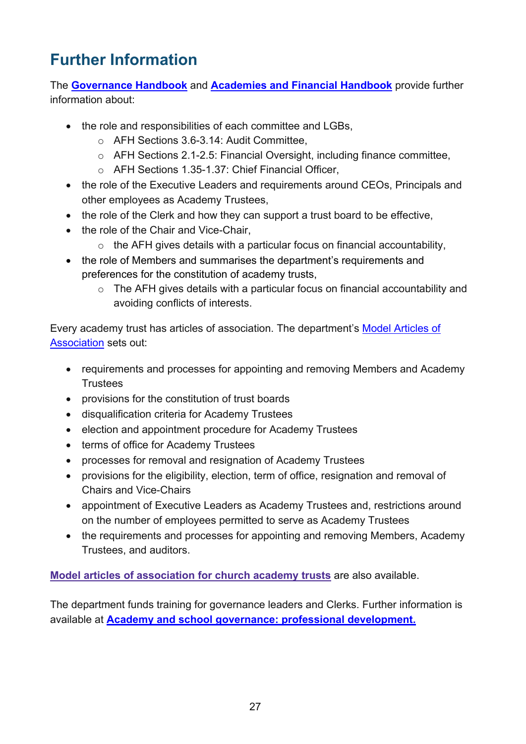# Further Information

The **Governance Handbook** and **Academies and Financial Handbook** provide further information about:

- the role and responsibilities of each committee and LGBs,
  - AFH Sections 3.6-3.14: Audit Committee,
  - AFH Sections 2.1-2.5: Financial Oversight, including finance committee,
  - AFH Sections 1.35-1.37: Chief Financial Officer,
- the role of the Executive Leaders and requirements around CEOs, Principals and other employees as Academy Trustees,
- the role of the Clerk and how they can support a trust board to be effective,
- the role of the Chair and Vice-Chair,
  - the AFH gives details with a particular focus on financial accountability,
- the role of Members and summarises the department's requirements and preferences for the constitution of academy trusts,
  - The AFH gives details with a particular focus on financial accountability and avoiding conflicts of interests.

Every academy trust has articles of association. The department's Model Articles of Association sets out:

- requirements and processes for appointing and removing Members and Academy Trustees
- provisions for the constitution of trust boards
- disqualification criteria for Academy Trustees
- election and appointment procedure for Academy Trustees
- terms of office for Academy Trustees
- processes for removal and resignation of Academy Trustees
- provisions for the eligibility, election, term of office, resignation and removal of Chairs and Vice-Chairs
- appointment of Executive Leaders as Academy Trustees and, restrictions around on the number of employees permitted to serve as Academy Trustees
- the requirements and processes for appointing and removing Members, Academy Trustees, and auditors.

**Model articles of association for church academy trusts** are also available.

The department funds training for governance leaders and Clerks. Further information is available at **Academy and school governance: professional development.**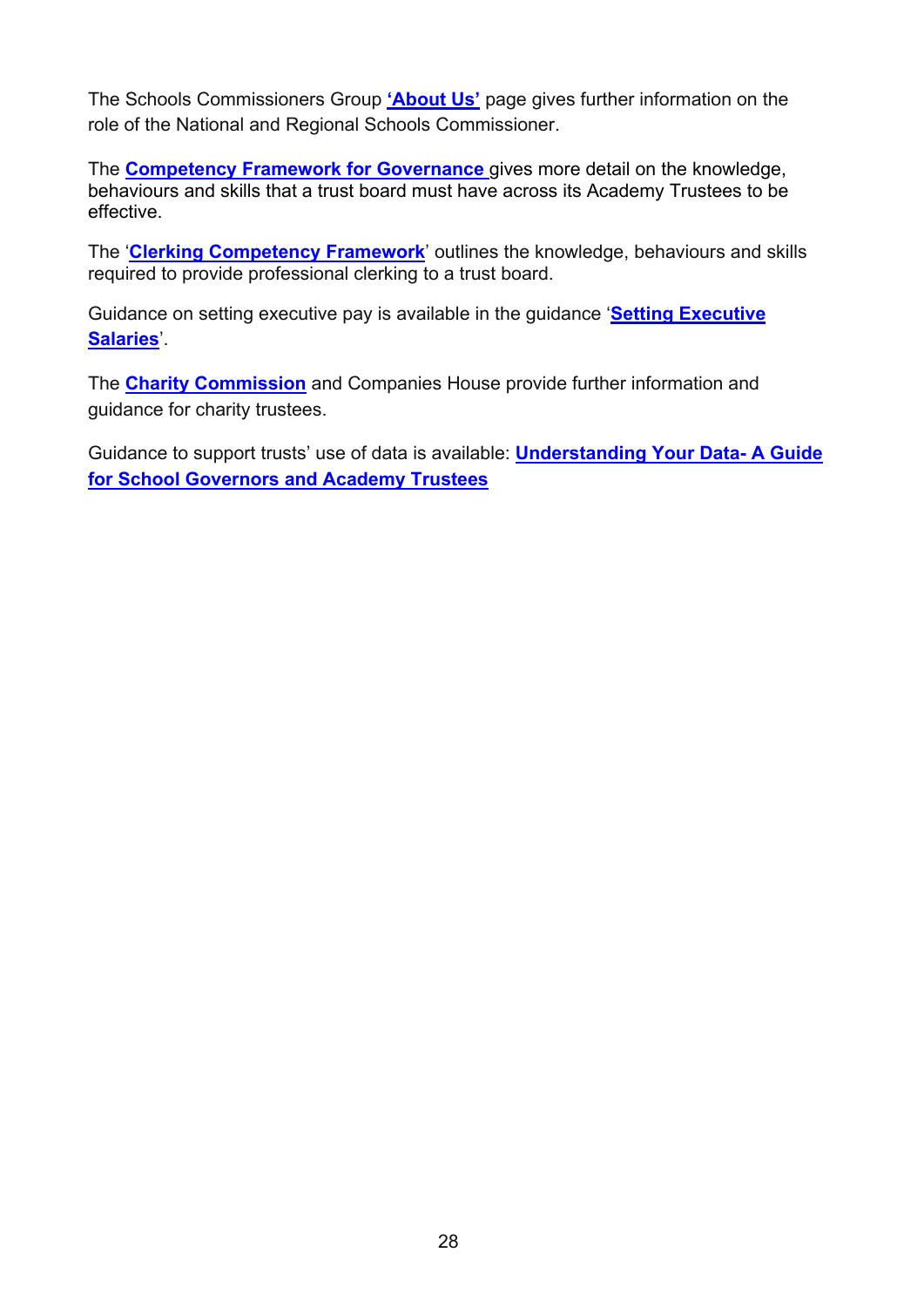The Schools Commissioners Group **'About Us'** page gives further information on the role of the National and Regional Schools Commissioner.

The **Competency Framework for Governance** gives more detail on the knowledge, behaviours and skills that a trust board must have across its Academy Trustees to be effective.

The '**Clerking Competency Framework**' outlines the knowledge, behaviours and skills required to provide professional clerking to a trust board.

Guidance on setting executive pay is available in the guidance '**Setting Executive Salaries**'.

The **Charity Commission** and Companies House provide further information and guidance for charity trustees.

Guidance to support trusts' use of data is available: **Understanding Your Data- A Guide for School Governors and Academy Trustees**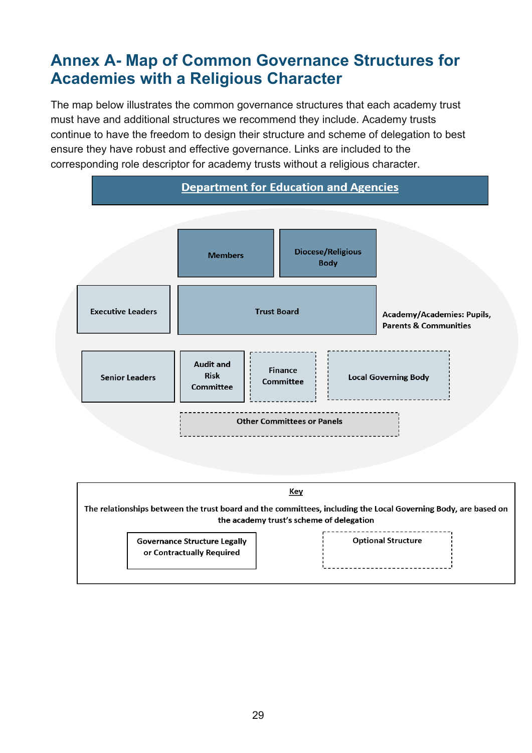# Annex A- Map of Common Governance Structures for Academies with a Religious Character

The map below illustrates the common governance structures that each academy trust must have and additional structures we recommend they include. Academy trusts continue to have the freedom to design their structure and scheme of delegation to best ensure they have robust and effective governance. Links are included to the corresponding role descriptor for academy trusts without a religious character.

**Department for Education and Agencies**

- Members
- Diocese/Religious Body
- Executive Leaders
- Trust Board
- Academy/Academies: Pupils, Parents & Communities
- Senior Leaders
- Audit and Risk Committee
- Finance Committee (optional)
- Local Governing Body (optional)
- Other Committees or Panels (optional)

**Key**

The relationships between the trust board and the committees, including the Local Governing Body, are based on the academy trust's scheme of delegation

- Governance Structure Legally or Contractually Required (solid border)
- Optional Structure (dashed border)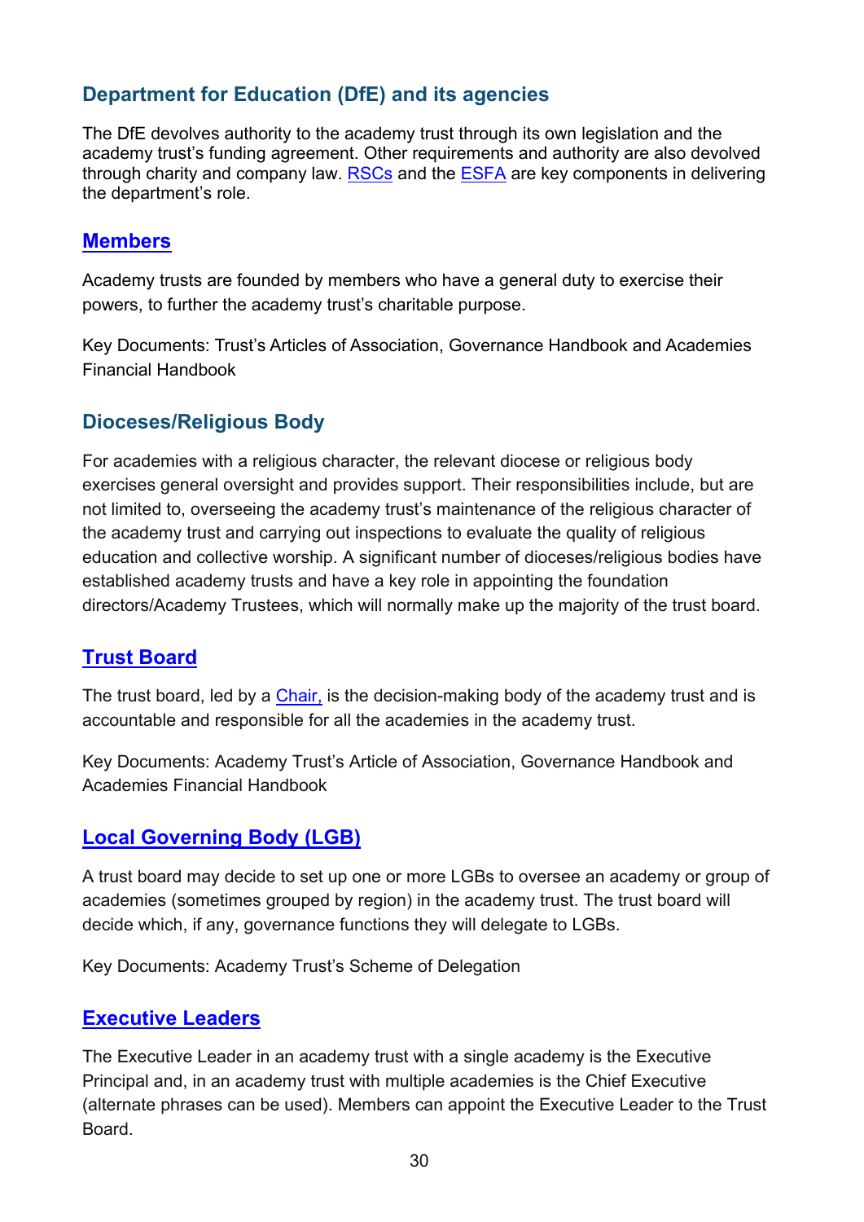## Department for Education (DfE) and its agencies

The DfE devolves authority to the academy trust through its own legislation and the academy trust's funding agreement. Other requirements and authority are also devolved through charity and company law. RSCs and the ESFA are key components in delivering the department's role.

## Members

Academy trusts are founded by members who have a general duty to exercise their powers, to further the academy trust's charitable purpose.

Key Documents: Trust's Articles of Association, Governance Handbook and Academies Financial Handbook

## Dioceses/Religious Body

For academies with a religious character, the relevant diocese or religious body exercises general oversight and provides support. Their responsibilities include, but are not limited to, overseeing the academy trust's maintenance of the religious character of the academy trust and carrying out inspections to evaluate the quality of religious education and collective worship. A significant number of dioceses/religious bodies have established academy trusts and have a key role in appointing the foundation directors/Academy Trustees, which will normally make up the majority of the trust board.

## Trust Board

The trust board, led by a Chair, is the decision-making body of the academy trust and is accountable and responsible for all the academies in the academy trust.

Key Documents: Academy Trust's Article of Association, Governance Handbook and Academies Financial Handbook

## Local Governing Body (LGB)

A trust board may decide to set up one or more LGBs to oversee an academy or group of academies (sometimes grouped by region) in the academy trust. The trust board will decide which, if any, governance functions they will delegate to LGBs.

Key Documents: Academy Trust's Scheme of Delegation

## Executive Leaders

The Executive Leader in an academy trust with a single academy is the Executive Principal and, in an academy trust with multiple academies is the Chief Executive (alternate phrases can be used). Members can appoint the Executive Leader to the Trust Board.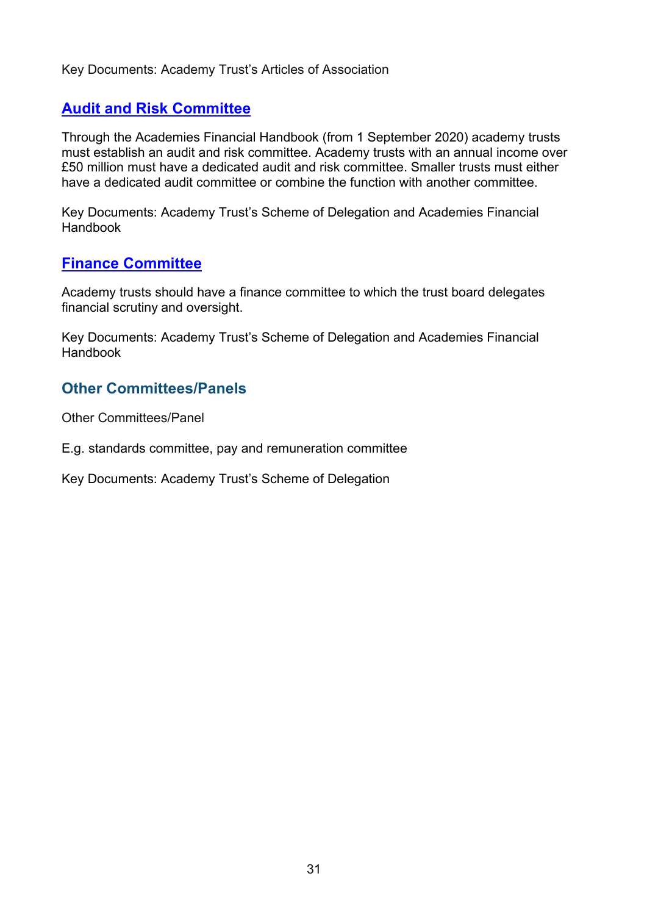Key Documents: Academy Trust's Articles of Association

## Audit and Risk Committee

Through the Academies Financial Handbook (from 1 September 2020) academy trusts must establish an audit and risk committee. Academy trusts with an annual income over £50 million must have a dedicated audit and risk committee. Smaller trusts must either have a dedicated audit committee or combine the function with another committee.

Key Documents: Academy Trust's Scheme of Delegation and Academies Financial Handbook

## Finance Committee

Academy trusts should have a finance committee to which the trust board delegates financial scrutiny and oversight.

Key Documents: Academy Trust's Scheme of Delegation and Academies Financial Handbook

## Other Committees/Panels

Other Committees/Panel

E.g. standards committee, pay and remuneration committee

Key Documents: Academy Trust's Scheme of Delegation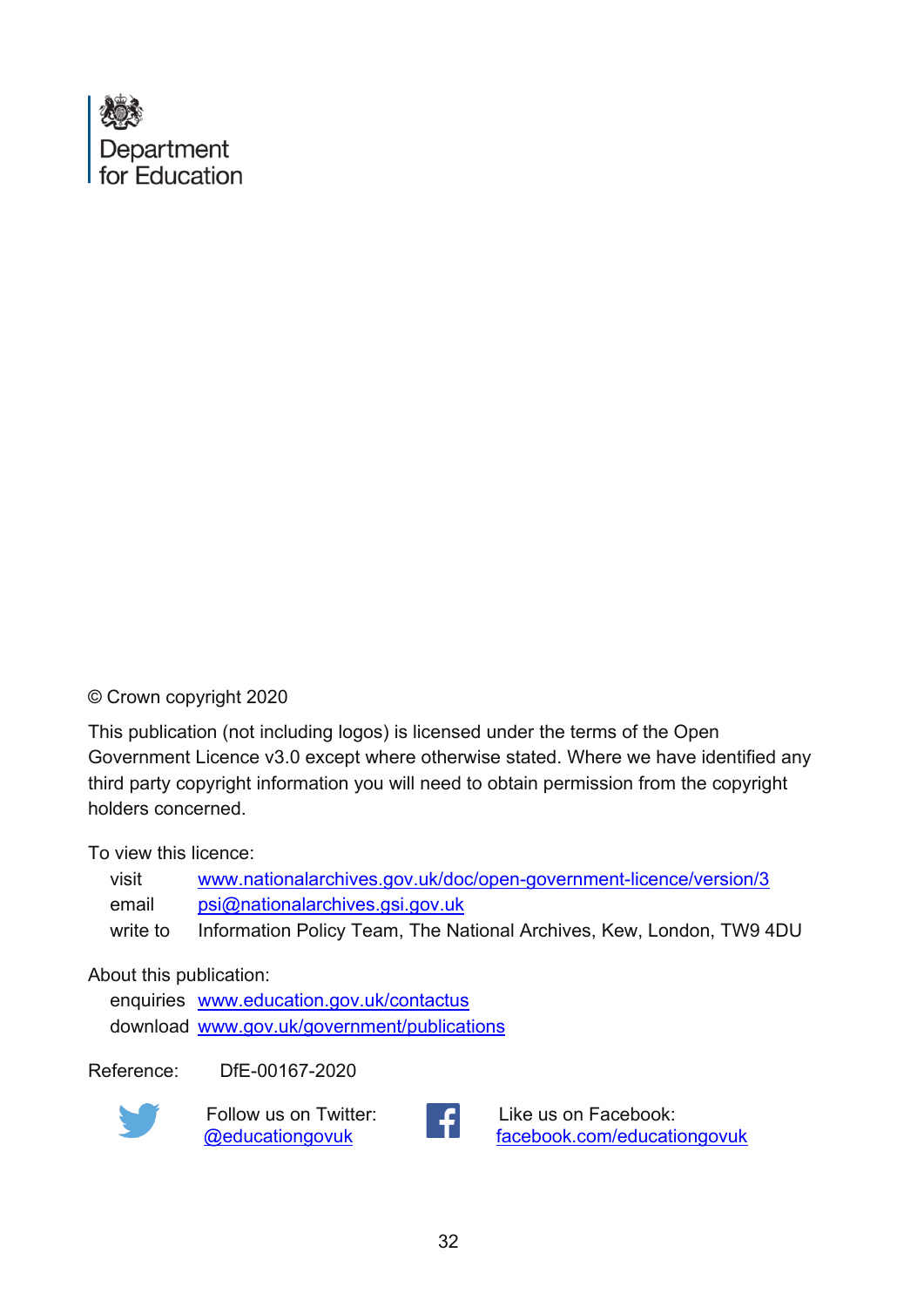Department for Education

© Crown copyright 2020

This publication (not including logos) is licensed under the terms of the Open Government Licence v3.0 except where otherwise stated. Where we have identified any third party copyright information you will need to obtain permission from the copyright holders concerned.

To view this licence:

visit www.nationalarchives.gov.uk/doc/open-government-licence/version/3
email psi@nationalarchives.gsi.gov.uk
write to Information Policy Team, The National Archives, Kew, London, TW9 4DU

About this publication:

enquiries www.education.gov.uk/contactus
download www.gov.uk/government/publications

Reference: DfE-00167-2020

Follow us on Twitter:
@educationgovuk

Like us on Facebook:
facebook.com/educationgovuk